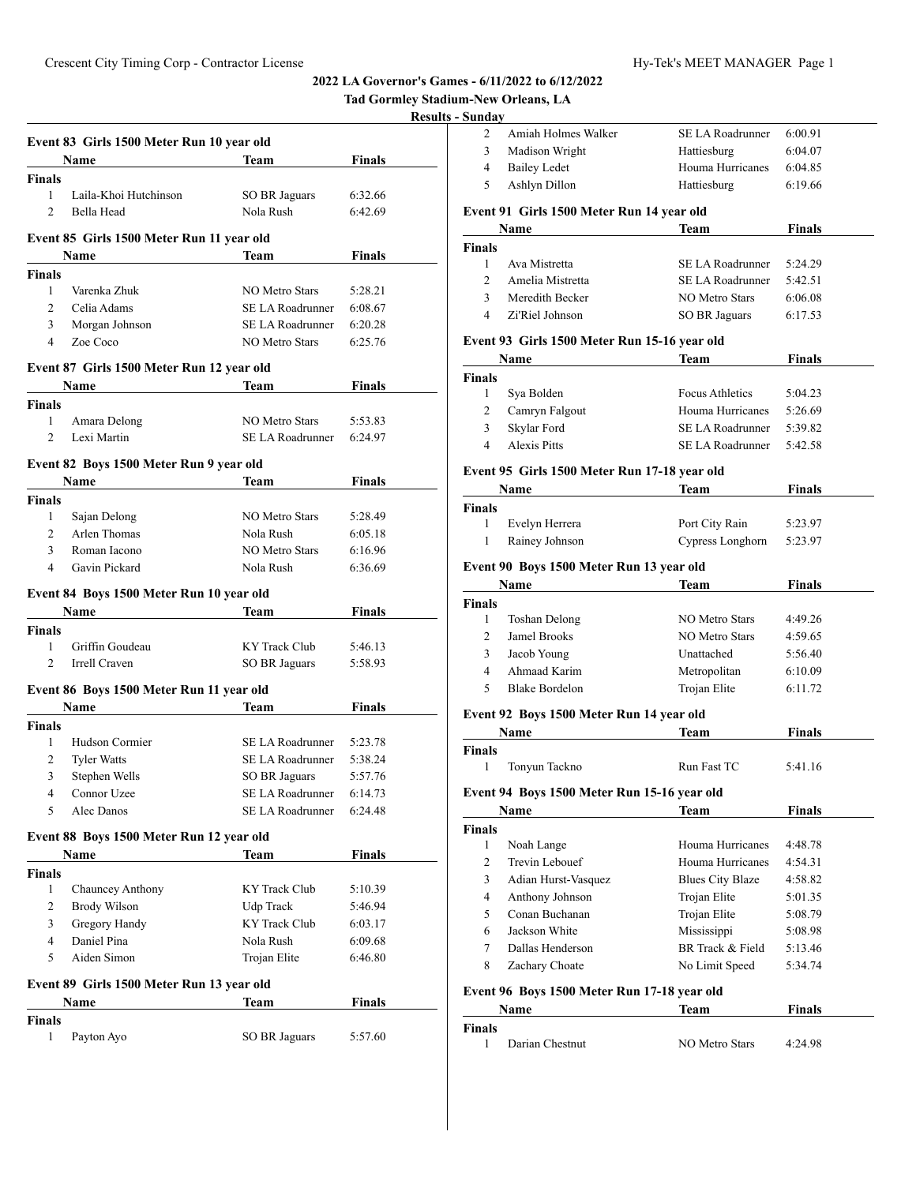# 2022 LA Governor's Games - 6/11/2022 to 6/12/2022

## Tad Gormley Stadium-New Orleans, LA

### Results - Sunday

**Event 83 Girls 1500 Meter Run 10 year old**

| | Name | Team | Finals |
|---|---|---|---|
| **Finals** | | | |
| 1 | Laila-Khoi Hutchinson | SO BR Jaguars | 6:32.66 |
| 2 | Bella Head | Nola Rush | 6:42.69 |

**Event 85 Girls 1500 Meter Run 11 year old**

| | Name | Team | Finals |
|---|---|---|---|
| **Finals** | | | |
| 1 | Varenka Zhuk | NO Metro Stars | 5:28.21 |
| 2 | Celia Adams | SE LA Roadrunner | 6:08.67 |
| 3 | Morgan Johnson | SE LA Roadrunner | 6:20.28 |
| 4 | Zoe Coco | NO Metro Stars | 6:25.76 |

**Event 87 Girls 1500 Meter Run 12 year old**

| | Name | Team | Finals |
|---|---|---|---|
| **Finals** | | | |
| 1 | Amara Delong | NO Metro Stars | 5:53.83 |
| 2 | Lexi Martin | SE LA Roadrunner | 6:24.97 |

**Event 82 Boys 1500 Meter Run 9 year old**

| | Name | Team | Finals |
|---|---|---|---|
| **Finals** | | | |
| 1 | Sajan Delong | NO Metro Stars | 5:28.49 |
| 2 | Arlen Thomas | Nola Rush | 6:05.18 |
| 3 | Roman Iacono | NO Metro Stars | 6:16.96 |
| 4 | Gavin Pickard | Nola Rush | 6:36.69 |

**Event 84 Boys 1500 Meter Run 10 year old**

| | Name | Team | Finals |
|---|---|---|---|
| **Finals** | | | |
| 1 | Griffin Goudeau | KY Track Club | 5:46.13 |
| 2 | Irrell Craven | SO BR Jaguars | 5:58.93 |

**Event 86 Boys 1500 Meter Run 11 year old**

| | Name | Team | Finals |
|---|---|---|---|
| **Finals** | | | |
| 1 | Hudson Cormier | SE LA Roadrunner | 5:23.78 |
| 2 | Tyler Watts | SE LA Roadrunner | 5:38.24 |
| 3 | Stephen Wells | SO BR Jaguars | 5:57.76 |
| 4 | Connor Uzee | SE LA Roadrunner | 6:14.73 |
| 5 | Alec Danos | SE LA Roadrunner | 6:24.48 |

**Event 88 Boys 1500 Meter Run 12 year old**

| | Name | Team | Finals |
|---|---|---|---|
| **Finals** | | | |
| 1 | Chauncey Anthony | KY Track Club | 5:10.39 |
| 2 | Brody Wilson | Udp Track | 5:46.94 |
| 3 | Gregory Handy | KY Track Club | 6:03.17 |
| 4 | Daniel Pina | Nola Rush | 6:09.68 |
| 5 | Aiden Simon | Trojan Elite | 6:46.80 |

**Event 89 Girls 1500 Meter Run 13 year old**

| | Name | Team | Finals |
|---|---|---|---|
| **Finals** | | | |
| 1 | Payton Ayo | SO BR Jaguars | 5:57.60 |
| 2 | Amiah Holmes Walker | SE LA Roadrunner | 6:00.91 |
| 3 | Madison Wright | Hattiesburg | 6:04.07 |
| 4 | Bailey Ledet | Houma Hurricanes | 6:04.85 |
| 5 | Ashlyn Dillon | Hattiesburg | 6:19.66 |

**Event 91 Girls 1500 Meter Run 14 year old**

| | Name | Team | Finals |
|---|---|---|---|
| **Finals** | | | |
| 1 | Ava Mistretta | SE LA Roadrunner | 5:24.29 |
| 2 | Amelia Mistretta | SE LA Roadrunner | 5:42.51 |
| 3 | Meredith Becker | NO Metro Stars | 6:06.08 |
| 4 | Zi'Riel Johnson | SO BR Jaguars | 6:17.53 |

**Event 93 Girls 1500 Meter Run 15-16 year old**

| | Name | Team | Finals |
|---|---|---|---|
| **Finals** | | | |
| 1 | Sya Bolden | Focus Athletics | 5:04.23 |
| 2 | Camryn Falgout | Houma Hurricanes | 5:26.69 |
| 3 | Skylar Ford | SE LA Roadrunner | 5:39.82 |
| 4 | Alexis Pitts | SE LA Roadrunner | 5:42.58 |

**Event 95 Girls 1500 Meter Run 17-18 year old**

| | Name | Team | Finals |
|---|---|---|---|
| **Finals** | | | |
| 1 | Evelyn Herrera | Port City Rain | 5:23.97 |
| 1 | Rainey Johnson | Cypress Longhorn | 5:23.97 |

**Event 90 Boys 1500 Meter Run 13 year old**

| | Name | Team | Finals |
|---|---|---|---|
| **Finals** | | | |
| 1 | Toshan Delong | NO Metro Stars | 4:49.26 |
| 2 | Jamel Brooks | NO Metro Stars | 4:59.65 |
| 3 | Jacob Young | Unattached | 5:56.40 |
| 4 | Ahmaad Karim | Metropolitan | 6:10.09 |
| 5 | Blake Bordelon | Trojan Elite | 6:11.72 |

**Event 92 Boys 1500 Meter Run 14 year old**

| | Name | Team | Finals |
|---|---|---|---|
| **Finals** | | | |
| 1 | Tonyun Tackno | Run Fast TC | 5:41.16 |

**Event 94 Boys 1500 Meter Run 15-16 year old**

| | Name | Team | Finals |
|---|---|---|---|
| **Finals** | | | |
| 1 | Noah Lange | Houma Hurricanes | 4:48.78 |
| 2 | Trevin Lebouef | Houma Hurricanes | 4:54.31 |
| 3 | Adian Hurst-Vasquez | Blues City Blaze | 4:58.82 |
| 4 | Anthony Johnson | Trojan Elite | 5:01.35 |
| 5 | Conan Buchanan | Trojan Elite | 5:08.79 |
| 6 | Jackson White | Mississippi | 5:08.98 |
| 7 | Dallas Henderson | BR Track & Field | 5:13.46 |
| 8 | Zachary Choate | No Limit Speed | 5:34.74 |

**Event 96 Boys 1500 Meter Run 17-18 year old**

| | Name | Team | Finals |
|---|---|---|---|
| **Finals** | | | |
| 1 | Darian Chestnut | NO Metro Stars | 4:24.98 |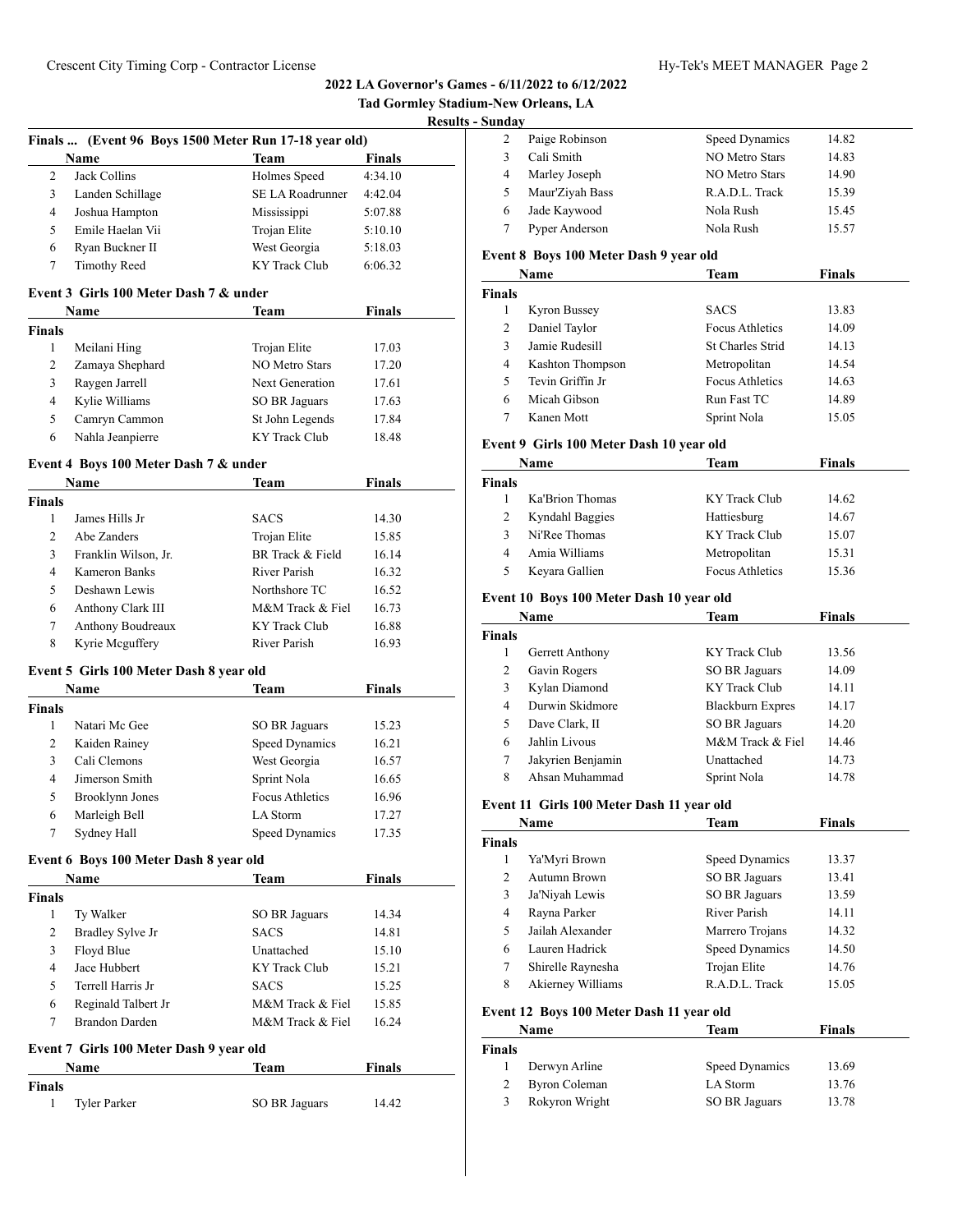## 2022 LA Governor's Games - 6/11/2022 to 6/12/2022

### Tad Gormley Stadium-New Orleans, LA

### Results - Sunday

#### Finals ... (Event 96 Boys 1500 Meter Run 17-18 year old)

| | Name | Team | Finals |
|---|---|---|---|
| 2 | Jack Collins | Holmes Speed | 4:34.10 |
| 3 | Landen Schillage | SE LA Roadrunner | 4:42.04 |
| 4 | Joshua Hampton | Mississippi | 5:07.88 |
| 5 | Emile Haelan Vii | Trojan Elite | 5:10.10 |
| 6 | Ryan Buckner II | West Georgia | 5:18.03 |
| 7 | Timothy Reed | KY Track Club | 6:06.32 |

#### Event 3 Girls 100 Meter Dash 7 & under

| | Name | Team | Finals |
|---|---|---|---|
| **Finals** | | | |
| 1 | Meilani Hing | Trojan Elite | 17.03 |
| 2 | Zamaya Shephard | NO Metro Stars | 17.20 |
| 3 | Raygen Jarrell | Next Generation | 17.61 |
| 4 | Kylie Williams | SO BR Jaguars | 17.63 |
| 5 | Camryn Cammon | St John Legends | 17.84 |
| 6 | Nahla Jeanpierre | KY Track Club | 18.48 |

#### Event 4 Boys 100 Meter Dash 7 & under

| | Name | Team | Finals |
|---|---|---|---|
| **Finals** | | | |
| 1 | James Hills Jr | SACS | 14.30 |
| 2 | Abe Zanders | Trojan Elite | 15.85 |
| 3 | Franklin Wilson, Jr. | BR Track & Field | 16.14 |
| 4 | Kameron Banks | River Parish | 16.32 |
| 5 | Deshawn Lewis | Northshore TC | 16.52 |
| 6 | Anthony Clark III | M&M Track & Fiel | 16.73 |
| 7 | Anthony Boudreaux | KY Track Club | 16.88 |
| 8 | Kyrie Mcguffery | River Parish | 16.93 |

#### Event 5 Girls 100 Meter Dash 8 year old

| | Name | Team | Finals |
|---|---|---|---|
| **Finals** | | | |
| 1 | Natari Mc Gee | SO BR Jaguars | 15.23 |
| 2 | Kaiden Rainey | Speed Dynamics | 16.21 |
| 3 | Cali Clemons | West Georgia | 16.57 |
| 4 | Jimerson Smith | Sprint Nola | 16.65 |
| 5 | Brooklynn Jones | Focus Athletics | 16.96 |
| 6 | Marleigh Bell | LA Storm | 17.27 |
| 7 | Sydney Hall | Speed Dynamics | 17.35 |

#### Event 6 Boys 100 Meter Dash 8 year old

| | Name | Team | Finals |
|---|---|---|---|
| **Finals** | | | |
| 1 | Ty Walker | SO BR Jaguars | 14.34 |
| 2 | Bradley Sylve Jr | SACS | 14.81 |
| 3 | Floyd Blue | Unattached | 15.10 |
| 4 | Jace Hubbert | KY Track Club | 15.21 |
| 5 | Terrell Harris Jr | SACS | 15.25 |
| 6 | Reginald Talbert Jr | M&M Track & Fiel | 15.85 |
| 7 | Brandon Darden | M&M Track & Fiel | 16.24 |

#### Event 7 Girls 100 Meter Dash 9 year old

| | Name | Team | Finals |
|---|---|---|---|
| **Finals** | | | |
| 1 | Tyler Parker | SO BR Jaguars | 14.42 |
| 2 | Paige Robinson | Speed Dynamics | 14.82 |
| 3 | Cali Smith | NO Metro Stars | 14.83 |
| 4 | Marley Joseph | NO Metro Stars | 14.90 |
| 5 | Maur'Ziyah Bass | R.A.D.L. Track | 15.39 |
| 6 | Jade Kaywood | Nola Rush | 15.45 |
| 7 | Pyper Anderson | Nola Rush | 15.57 |

#### Event 8 Boys 100 Meter Dash 9 year old

| | Name | Team | Finals |
|---|---|---|---|
| **Finals** | | | |
| 1 | Kyron Bussey | SACS | 13.83 |
| 2 | Daniel Taylor | Focus Athletics | 14.09 |
| 3 | Jamie Rudesill | St Charles Strid | 14.13 |
| 4 | Kashton Thompson | Metropolitan | 14.54 |
| 5 | Tevin Griffin Jr | Focus Athletics | 14.63 |
| 6 | Micah Gibson | Run Fast TC | 14.89 |
| 7 | Kanen Mott | Sprint Nola | 15.05 |

#### Event 9 Girls 100 Meter Dash 10 year old

| | Name | Team | Finals |
|---|---|---|---|
| **Finals** | | | |
| 1 | Ka'Brion Thomas | KY Track Club | 14.62 |
| 2 | Kyndahl Baggies | Hattiesburg | 14.67 |
| 3 | Ni'Ree Thomas | KY Track Club | 15.07 |
| 4 | Amia Williams | Metropolitan | 15.31 |
| 5 | Keyara Gallien | Focus Athletics | 15.36 |

#### Event 10 Boys 100 Meter Dash 10 year old

| | Name | Team | Finals |
|---|---|---|---|
| **Finals** | | | |
| 1 | Gerrett Anthony | KY Track Club | 13.56 |
| 2 | Gavin Rogers | SO BR Jaguars | 14.09 |
| 3 | Kylan Diamond | KY Track Club | 14.11 |
| 4 | Durwin Skidmore | Blackburn Expres | 14.17 |
| 5 | Dave Clark, II | SO BR Jaguars | 14.20 |
| 6 | Jahlin Livous | M&M Track & Fiel | 14.46 |
| 7 | Jakyrien Benjamin | Unattached | 14.73 |
| 8 | Ahsan Muhammad | Sprint Nola | 14.78 |

#### Event 11 Girls 100 Meter Dash 11 year old

| | Name | Team | Finals |
|---|---|---|---|
| **Finals** | | | |
| 1 | Ya'Myri Brown | Speed Dynamics | 13.37 |
| 2 | Autumn Brown | SO BR Jaguars | 13.41 |
| 3 | Ja'Niyah Lewis | SO BR Jaguars | 13.59 |
| 4 | Rayna Parker | River Parish | 14.11 |
| 5 | Jailah Alexander | Marrero Trojans | 14.32 |
| 6 | Lauren Hadrick | Speed Dynamics | 14.50 |
| 7 | Shirelle Raynesha | Trojan Elite | 14.76 |
| 8 | Akierney Williams | R.A.D.L. Track | 15.05 |

#### Event 12 Boys 100 Meter Dash 11 year old

| | Name | Team | Finals |
|---|---|---|---|
| **Finals** | | | |
| 1 | Derwyn Arline | Speed Dynamics | 13.69 |
| 2 | Byron Coleman | LA Storm | 13.76 |
| 3 | Rokyron Wright | SO BR Jaguars | 13.78 |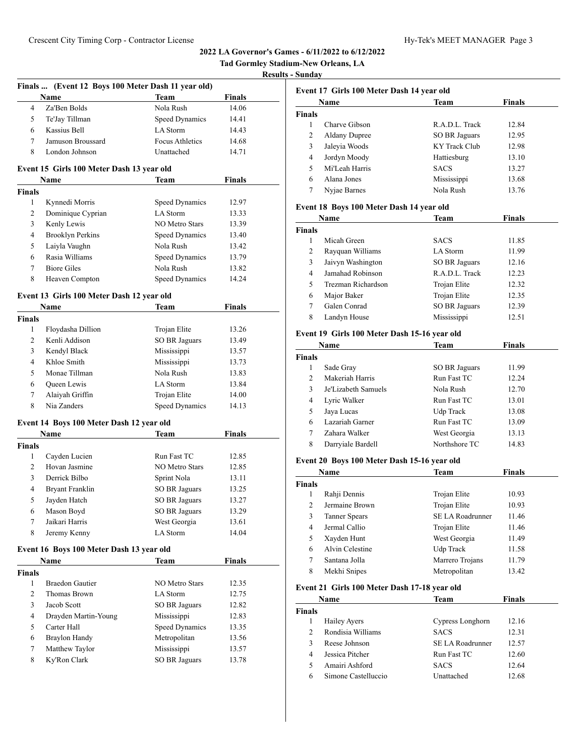## 2022 LA Governor's Games - 6/11/2022 to 6/12/2022

**Tad Gormley Stadium-New Orleans, LA**

**Results - Sunday**

### Finals ... (Event 12 Boys 100 Meter Dash 11 year old)

| | Name | Team | Finals |
|---|---|---|---|
| 4 | Za'Ben Bolds | Nola Rush | 14.06 |
| 5 | Te'Jay Tillman | Speed Dynamics | 14.41 |
| 6 | Kassius Bell | LA Storm | 14.43 |
| 7 | Jamuson Broussard | Focus Athletics | 14.68 |
| 8 | London Johnson | Unattached | 14.71 |

### Event 15 Girls 100 Meter Dash 13 year old

| | Name | Team | Finals |
|---|---|---|---|
| **Finals** | | | |
| 1 | Kynnedi Morris | Speed Dynamics | 12.97 |
| 2 | Dominique Cyprian | LA Storm | 13.33 |
| 3 | Kenly Lewis | NO Metro Stars | 13.39 |
| 4 | Brooklyn Perkins | Speed Dynamics | 13.40 |
| 5 | Laiyla Vaughn | Nola Rush | 13.42 |
| 6 | Rasia Williams | Speed Dynamics | 13.79 |
| 7 | Biore Giles | Nola Rush | 13.82 |
| 8 | Heaven Compton | Speed Dynamics | 14.24 |

### Event 13 Girls 100 Meter Dash 12 year old

| | Name | Team | Finals |
|---|---|---|---|
| **Finals** | | | |
| 1 | Floydasha Dillion | Trojan Elite | 13.26 |
| 2 | Kenli Addison | SO BR Jaguars | 13.49 |
| 3 | Kendyl Black | Mississippi | 13.57 |
| 4 | Khloe Smith | Mississippi | 13.73 |
| 5 | Monae Tillman | Nola Rush | 13.83 |
| 6 | Queen Lewis | LA Storm | 13.84 |
| 7 | Alaiyah Griffin | Trojan Elite | 14.00 |
| 8 | Nia Zanders | Speed Dynamics | 14.13 |

### Event 14 Boys 100 Meter Dash 12 year old

| | Name | Team | Finals |
|---|---|---|---|
| **Finals** | | | |
| 1 | Cayden Lucien | Run Fast TC | 12.85 |
| 2 | Hovan Jasmine | NO Metro Stars | 12.85 |
| 3 | Derrick Bilbo | Sprint Nola | 13.11 |
| 4 | Bryant Franklin | SO BR Jaguars | 13.25 |
| 5 | Jayden Hatch | SO BR Jaguars | 13.27 |
| 6 | Mason Boyd | SO BR Jaguars | 13.29 |
| 7 | Jaikari Harris | West Georgia | 13.61 |
| 8 | Jeremy Kenny | LA Storm | 14.04 |

### Event 16 Boys 100 Meter Dash 13 year old

| | Name | Team | Finals |
|---|---|---|---|
| **Finals** | | | |
| 1 | Braedon Gautier | NO Metro Stars | 12.35 |
| 2 | Thomas Brown | LA Storm | 12.75 |
| 3 | Jacob Scott | SO BR Jaguars | 12.82 |
| 4 | Drayden Martin-Young | Mississippi | 12.83 |
| 5 | Carter Hall | Speed Dynamics | 13.35 |
| 6 | Braylon Handy | Metropolitan | 13.56 |
| 7 | Matthew Taylor | Mississippi | 13.57 |
| 8 | Ky'Ron Clark | SO BR Jaguars | 13.78 |

### Event 17 Girls 100 Meter Dash 14 year old

| | Name | Team | Finals |
|---|---|---|---|
| **Finals** | | | |
| 1 | Charve Gibson | R.A.D.L. Track | 12.84 |
| 2 | Aldany Dupree | SO BR Jaguars | 12.95 |
| 3 | Jaleyia Woods | KY Track Club | 12.98 |
| 4 | Jordyn Moody | Hattiesburg | 13.10 |
| 5 | Mi'Leah Harris | SACS | 13.27 |
| 6 | Alana Jones | Mississippi | 13.68 |
| 7 | Nyjae Barnes | Nola Rush | 13.76 |

### Event 18 Boys 100 Meter Dash 14 year old

| | Name | Team | Finals |
|---|---|---|---|
| **Finals** | | | |
| 1 | Micah Green | SACS | 11.85 |
| 2 | Rayquan Williams | LA Storm | 11.99 |
| 3 | Jaivyn Washington | SO BR Jaguars | 12.16 |
| 4 | Jamahad Robinson | R.A.D.L. Track | 12.23 |
| 5 | Trezman Richardson | Trojan Elite | 12.32 |
| 6 | Major Baker | Trojan Elite | 12.35 |
| 7 | Galen Conrad | SO BR Jaguars | 12.39 |
| 8 | Landyn House | Mississippi | 12.51 |

### Event 19 Girls 100 Meter Dash 15-16 year old

| | Name | Team | Finals |
|---|---|---|---|
| **Finals** | | | |
| 1 | Sade Gray | SO BR Jaguars | 11.99 |
| 2 | Makeriah Harris | Run Fast TC | 12.24 |
| 3 | Je'Lizabeth Samuels | Nola Rush | 12.70 |
| 4 | Lyric Walker | Run Fast TC | 13.01 |
| 5 | Jaya Lucas | Udp Track | 13.08 |
| 6 | Lazariah Garner | Run Fast TC | 13.09 |
| 7 | Zahara Walker | West Georgia | 13.13 |
| 8 | Darryiale Bardell | Northshore TC | 14.83 |

### Event 20 Boys 100 Meter Dash 15-16 year old

| | Name | Team | Finals |
|---|---|---|---|
| **Finals** | | | |
| 1 | Rahji Dennis | Trojan Elite | 10.93 |
| 2 | Jermaine Brown | Trojan Elite | 10.93 |
| 3 | Tanner Spears | SE LA Roadrunner | 11.46 |
| 4 | Jermal Callio | Trojan Elite | 11.46 |
| 5 | Xayden Hunt | West Georgia | 11.49 |
| 6 | Alvin Celestine | Udp Track | 11.58 |
| 7 | Santana Jolla | Marrero Trojans | 11.79 |
| 8 | Mekhi Snipes | Metropolitan | 13.42 |

### Event 21 Girls 100 Meter Dash 17-18 year old

| | Name | Team | Finals |
|---|---|---|---|
| **Finals** | | | |
| 1 | Hailey Ayers | Cypress Longhorn | 12.16 |
| 2 | Rondisia Williams | SACS | 12.31 |
| 3 | Reese Johnson | SE LA Roadrunner | 12.57 |
| 4 | Jessica Pitcher | Run Fast TC | 12.60 |
| 5 | Amairi Ashford | SACS | 12.64 |
| 6 | Simone Castelluccio | Unattached | 12.68 |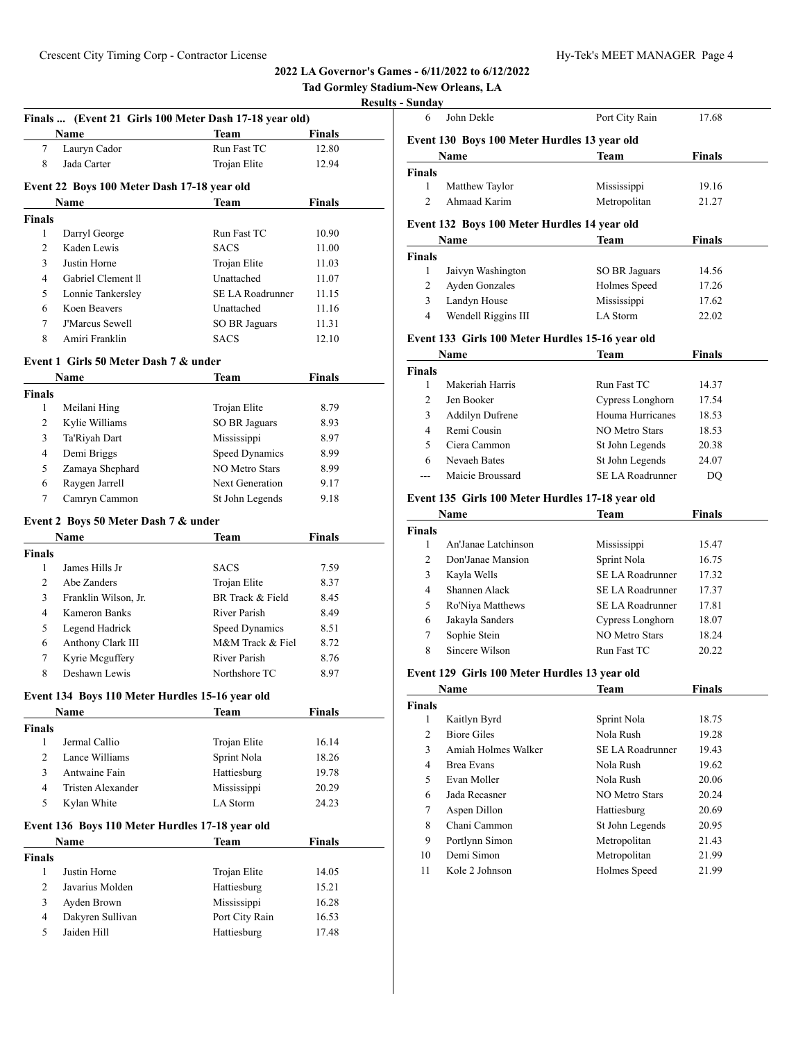## 2022 LA Governor's Games - 6/11/2022 to 6/12/2022

**Tad Gormley Stadium-New Orleans, LA**

**Results - Sunday**

### Finals ... (Event 21 Girls 100 Meter Dash 17-18 year old)

| | Name | Team | Finals |
|---|---|---|---|
| 7 | Lauryn Cador | Run Fast TC | 12.80 |
| 8 | Jada Carter | Trojan Elite | 12.94 |

### Event 22 Boys 100 Meter Dash 17-18 year old

| | Name | Team | Finals |
|---|---|---|---|
| **Finals** | | | |
| 1 | Darryl George | Run Fast TC | 10.90 |
| 2 | Kaden Lewis | SACS | 11.00 |
| 3 | Justin Horne | Trojan Elite | 11.03 |
| 4 | Gabriel Clement ll | Unattached | 11.07 |
| 5 | Lonnie Tankersley | SE LA Roadrunner | 11.15 |
| 6 | Koen Beavers | Unattached | 11.16 |
| 7 | J'Marcus Sewell | SO BR Jaguars | 11.31 |
| 8 | Amiri Franklin | SACS | 12.10 |

### Event 1 Girls 50 Meter Dash 7 & under

| | Name | Team | Finals |
|---|---|---|---|
| **Finals** | | | |
| 1 | Meilani Hing | Trojan Elite | 8.79 |
| 2 | Kylie Williams | SO BR Jaguars | 8.93 |
| 3 | Ta'Riyah Dart | Mississippi | 8.97 |
| 4 | Demi Briggs | Speed Dynamics | 8.99 |
| 5 | Zamaya Shephard | NO Metro Stars | 8.99 |
| 6 | Raygen Jarrell | Next Generation | 9.17 |
| 7 | Camryn Cammon | St John Legends | 9.18 |

### Event 2 Boys 50 Meter Dash 7 & under

| | Name | Team | Finals |
|---|---|---|---|
| **Finals** | | | |
| 1 | James Hills Jr | SACS | 7.59 |
| 2 | Abe Zanders | Trojan Elite | 8.37 |
| 3 | Franklin Wilson, Jr. | BR Track & Field | 8.45 |
| 4 | Kameron Banks | River Parish | 8.49 |
| 5 | Legend Hadrick | Speed Dynamics | 8.51 |
| 6 | Anthony Clark III | M&M Track & Fiel | 8.72 |
| 7 | Kyrie Mcguffery | River Parish | 8.76 |
| 8 | Deshawn Lewis | Northshore TC | 8.97 |

### Event 134 Boys 110 Meter Hurdles 15-16 year old

| | Name | Team | Finals |
|---|---|---|---|
| **Finals** | | | |
| 1 | Jermal Callio | Trojan Elite | 16.14 |
| 2 | Lance Williams | Sprint Nola | 18.26 |
| 3 | Antwaine Fain | Hattiesburg | 19.78 |
| 4 | Tristen Alexander | Mississippi | 20.29 |
| 5 | Kylan White | LA Storm | 24.23 |

### Event 136 Boys 110 Meter Hurdles 17-18 year old

| | Name | Team | Finals |
|---|---|---|---|
| **Finals** | | | |
| 1 | Justin Horne | Trojan Elite | 14.05 |
| 2 | Javarius Molden | Hattiesburg | 15.21 |
| 3 | Ayden Brown | Mississippi | 16.28 |
| 4 | Dakyren Sullivan | Port City Rain | 16.53 |
| 5 | Jaiden Hill | Hattiesburg | 17.48 |
| 6 | John Dekle | Port City Rain | 17.68 |

### Event 130 Boys 100 Meter Hurdles 13 year old

| | Name | Team | Finals |
|---|---|---|---|
| **Finals** | | | |
| 1 | Matthew Taylor | Mississippi | 19.16 |
| 2 | Ahmaad Karim | Metropolitan | 21.27 |

### Event 132 Boys 100 Meter Hurdles 14 year old

| | Name | Team | Finals |
|---|---|---|---|
| **Finals** | | | |
| 1 | Jaivyn Washington | SO BR Jaguars | 14.56 |
| 2 | Ayden Gonzales | Holmes Speed | 17.26 |
| 3 | Landyn House | Mississippi | 17.62 |
| 4 | Wendell Riggins III | LA Storm | 22.02 |

### Event 133 Girls 100 Meter Hurdles 15-16 year old

| | Name | Team | Finals |
|---|---|---|---|
| **Finals** | | | |
| 1 | Makeriah Harris | Run Fast TC | 14.37 |
| 2 | Jen Booker | Cypress Longhorn | 17.54 |
| 3 | Addilyn Dufrene | Houma Hurricanes | 18.53 |
| 4 | Remi Cousin | NO Metro Stars | 18.53 |
| 5 | Ciera Cammon | St John Legends | 20.38 |
| 6 | Nevaeh Bates | St John Legends | 24.07 |
| --- | Maicie Broussard | SE LA Roadrunner | DQ |

### Event 135 Girls 100 Meter Hurdles 17-18 year old

| | Name | Team | Finals |
|---|---|---|---|
| **Finals** | | | |
| 1 | An'Janae Latchinson | Mississippi | 15.47 |
| 2 | Don'Janae Mansion | Sprint Nola | 16.75 |
| 3 | Kayla Wells | SE LA Roadrunner | 17.32 |
| 4 | Shannen Alack | SE LA Roadrunner | 17.37 |
| 5 | Ro'Niya Matthews | SE LA Roadrunner | 17.81 |
| 6 | Jakayla Sanders | Cypress Longhorn | 18.07 |
| 7 | Sophie Stein | NO Metro Stars | 18.24 |
| 8 | Sincere Wilson | Run Fast TC | 20.22 |

### Event 129 Girls 100 Meter Hurdles 13 year old

| | Name | Team | Finals |
|---|---|---|---|
| **Finals** | | | |
| 1 | Kaitlyn Byrd | Sprint Nola | 18.75 |
| 2 | Biore Giles | Nola Rush | 19.28 |
| 3 | Amiah Holmes Walker | SE LA Roadrunner | 19.43 |
| 4 | Brea Evans | Nola Rush | 19.62 |
| 5 | Evan Moller | Nola Rush | 20.06 |
| 6 | Jada Recasner | NO Metro Stars | 20.24 |
| 7 | Aspen Dillon | Hattiesburg | 20.69 |
| 8 | Chani Cammon | St John Legends | 20.95 |
| 9 | Portlynn Simon | Metropolitan | 21.43 |
| 10 | Demi Simon | Metropolitan | 21.99 |
| 11 | Kole 2 Johnson | Holmes Speed | 21.99 |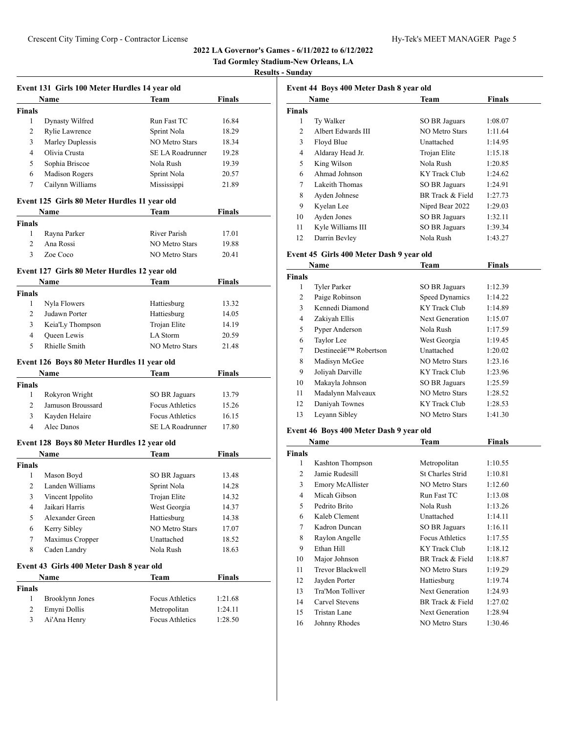**2022 LA Governor's Games - 6/11/2022 to 6/12/2022**

**Tad Gormley Stadium-New Orleans, LA**

**Results - Sunday**

### Event 131 Girls 100 Meter Hurdles 14 year old

| | Name | Team | Finals |
|---|---|---|---|
| **Finals** | | | |
| 1 | Dynasty Wilfred | Run Fast TC | 16.84 |
| 2 | Rylie Lawrence | Sprint Nola | 18.29 |
| 3 | Marley Duplessis | NO Metro Stars | 18.34 |
| 4 | Olivia Crusta | SE LA Roadrunner | 19.28 |
| 5 | Sophia Briscoe | Nola Rush | 19.39 |
| 6 | Madison Rogers | Sprint Nola | 20.57 |
| 7 | Cailynn Williams | Mississippi | 21.89 |

### Event 125 Girls 80 Meter Hurdles 11 year old

| | Name | Team | Finals |
|---|---|---|---|
| **Finals** | | | |
| 1 | Rayna Parker | River Parish | 17.01 |
| 2 | Ana Rossi | NO Metro Stars | 19.88 |
| 3 | Zoe Coco | NO Metro Stars | 20.41 |

### Event 127 Girls 80 Meter Hurdles 12 year old

| | Name | Team | Finals |
|---|---|---|---|
| **Finals** | | | |
| 1 | Nyla Flowers | Hattiesburg | 13.32 |
| 2 | Judawn Porter | Hattiesburg | 14.05 |
| 3 | Keia'Ly Thompson | Trojan Elite | 14.19 |
| 4 | Queen Lewis | LA Storm | 20.59 |
| 5 | Rhielle Smith | NO Metro Stars | 21.48 |

### Event 126 Boys 80 Meter Hurdles 11 year old

| | Name | Team | Finals |
|---|---|---|---|
| **Finals** | | | |
| 1 | Rokyron Wright | SO BR Jaguars | 13.79 |
| 2 | Jamuson Broussard | Focus Athletics | 15.26 |
| 3 | Kayden Helaire | Focus Athletics | 16.15 |
| 4 | Alec Danos | SE LA Roadrunner | 17.80 |

### Event 128 Boys 80 Meter Hurdles 12 year old

| | Name | Team | Finals |
|---|---|---|---|
| **Finals** | | | |
| 1 | Mason Boyd | SO BR Jaguars | 13.48 |
| 2 | Landen Williams | Sprint Nola | 14.28 |
| 3 | Vincent Ippolito | Trojan Elite | 14.32 |
| 4 | Jaikari Harris | West Georgia | 14.37 |
| 5 | Alexander Green | Hattiesburg | 14.38 |
| 6 | Kerry Sibley | NO Metro Stars | 17.07 |
| 7 | Maximus Cropper | Unattached | 18.52 |
| 8 | Caden Landry | Nola Rush | 18.63 |

### Event 43 Girls 400 Meter Dash 8 year old

| | Name | Team | Finals |
|---|---|---|---|
| **Finals** | | | |
| 1 | Brooklynn Jones | Focus Athletics | 1:21.68 |
| 2 | Emyni Dollis | Metropolitan | 1:24.11 |
| 3 | Ai'Ana Henry | Focus Athletics | 1:28.50 |

### Event 44 Boys 400 Meter Dash 8 year old

| | Name | Team | Finals |
|---|---|---|---|
| **Finals** | | | |
| 1 | Ty Walker | SO BR Jaguars | 1:08.07 |
| 2 | Albert Edwards III | NO Metro Stars | 1:11.64 |
| 3 | Floyd Blue | Unattached | 1:14.95 |
| 4 | Aldaray Head Jr. | Trojan Elite | 1:15.18 |
| 5 | King Wilson | Nola Rush | 1:20.85 |
| 6 | Ahmad Johnson | KY Track Club | 1:24.62 |
| 7 | Lakeith Thomas | SO BR Jaguars | 1:24.91 |
| 8 | Ayden Johnese | BR Track & Field | 1:27.73 |
| 9 | Kyelan Lee | Niprd Bear 2022 | 1:29.03 |
| 10 | Ayden Jones | SO BR Jaguars | 1:32.11 |
| 11 | Kyle Williams III | SO BR Jaguars | 1:39.34 |
| 12 | Darrin Bevley | Nola Rush | 1:43.27 |

### Event 45 Girls 400 Meter Dash 9 year old

| | Name | Team | Finals |
|---|---|---|---|
| **Finals** | | | |
| 1 | Tyler Parker | SO BR Jaguars | 1:12.39 |
| 2 | Paige Robinson | Speed Dynamics | 1:14.22 |
| 3 | Kennedi Diamond | KY Track Club | 1:14.89 |
| 4 | Zakiyah Ellis | Next Generation | 1:15.07 |
| 5 | Pyper Anderson | Nola Rush | 1:17.59 |
| 6 | Taylor Lee | West Georgia | 1:19.45 |
| 7 | Destineeâ€™ Robertson | Unattached | 1:20.02 |
| 8 | Madisyn McGee | NO Metro Stars | 1:23.16 |
| 9 | Joliyah Darville | KY Track Club | 1:23.96 |
| 10 | Makayla Johnson | SO BR Jaguars | 1:25.59 |
| 11 | Madalynn Malveaux | NO Metro Stars | 1:28.52 |
| 12 | Daniyah Townes | KY Track Club | 1:28.53 |
| 13 | Leyann Sibley | NO Metro Stars | 1:41.30 |

### Event 46 Boys 400 Meter Dash 9 year old

| | Name | Team | Finals |
|---|---|---|---|
| **Finals** | | | |
| 1 | Kashton Thompson | Metropolitan | 1:10.55 |
| 2 | Jamie Rudesill | St Charles Strid | 1:10.81 |
| 3 | Emory McAllister | NO Metro Stars | 1:12.60 |
| 4 | Micah Gibson | Run Fast TC | 1:13.08 |
| 5 | Pedrito Brito | Nola Rush | 1:13.26 |
| 6 | Kaleb Clement | Unattached | 1:14.11 |
| 7 | Kadron Duncan | SO BR Jaguars | 1:16.11 |
| 8 | Raylon Angelle | Focus Athletics | 1:17.55 |
| 9 | Ethan Hill | KY Track Club | 1:18.12 |
| 10 | Major Johnson | BR Track & Field | 1:18.87 |
| 11 | Trevor Blackwell | NO Metro Stars | 1:19.29 |
| 12 | Jayden Porter | Hattiesburg | 1:19.74 |
| 13 | Tra'Mon Tolliver | Next Generation | 1:24.93 |
| 14 | Carvel Stevens | BR Track & Field | 1:27.02 |
| 15 | Tristan Lane | Next Generation | 1:28.94 |
| 16 | Johnny Rhodes | NO Metro Stars | 1:30.46 |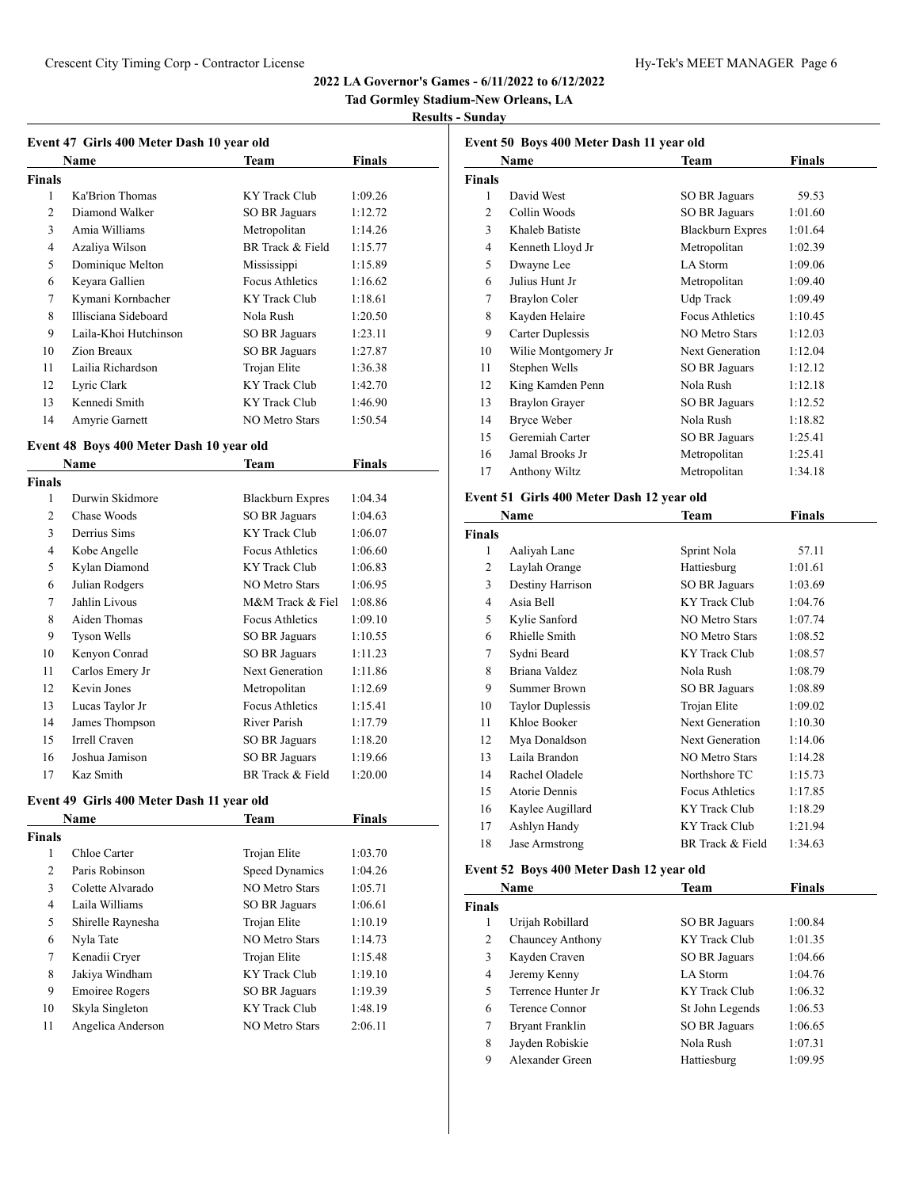## 2022 LA Governor's Games - 6/11/2022 to 6/12/2022

**Tad Gormley Stadium-New Orleans, LA**

**Results - Sunday**

### Event 47 Girls 400 Meter Dash 10 year old

| | Name | Team | Finals |
|---|---|---|---|
| **Finals** | | | |
| 1 | Ka'Brion Thomas | KY Track Club | 1:09.26 |
| 2 | Diamond Walker | SO BR Jaguars | 1:12.72 |
| 3 | Amia Williams | Metropolitan | 1:14.26 |
| 4 | Azaliya Wilson | BR Track & Field | 1:15.77 |
| 5 | Dominique Melton | Mississippi | 1:15.89 |
| 6 | Keyara Gallien | Focus Athletics | 1:16.62 |
| 7 | Kymani Kornbacher | KY Track Club | 1:18.61 |
| 8 | Illisciana Sideboard | Nola Rush | 1:20.50 |
| 9 | Laila-Khoi Hutchinson | SO BR Jaguars | 1:23.11 |
| 10 | Zion Breaux | SO BR Jaguars | 1:27.87 |
| 11 | Lailia Richardson | Trojan Elite | 1:36.38 |
| 12 | Lyric Clark | KY Track Club | 1:42.70 |
| 13 | Kennedi Smith | KY Track Club | 1:46.90 |
| 14 | Amyrie Garnett | NO Metro Stars | 1:50.54 |

### Event 48 Boys 400 Meter Dash 10 year old

| | Name | Team | Finals |
|---|---|---|---|
| **Finals** | | | |
| 1 | Durwin Skidmore | Blackburn Expres | 1:04.34 |
| 2 | Chase Woods | SO BR Jaguars | 1:04.63 |
| 3 | Derrius Sims | KY Track Club | 1:06.07 |
| 4 | Kobe Angelle | Focus Athletics | 1:06.60 |
| 5 | Kylan Diamond | KY Track Club | 1:06.83 |
| 6 | Julian Rodgers | NO Metro Stars | 1:06.95 |
| 7 | Jahlin Livous | M&M Track & Fiel | 1:08.86 |
| 8 | Aiden Thomas | Focus Athletics | 1:09.10 |
| 9 | Tyson Wells | SO BR Jaguars | 1:10.55 |
| 10 | Kenyon Conrad | SO BR Jaguars | 1:11.23 |
| 11 | Carlos Emery Jr | Next Generation | 1:11.86 |
| 12 | Kevin Jones | Metropolitan | 1:12.69 |
| 13 | Lucas Taylor Jr | Focus Athletics | 1:15.41 |
| 14 | James Thompson | River Parish | 1:17.79 |
| 15 | Irrell Craven | SO BR Jaguars | 1:18.20 |
| 16 | Joshua Jamison | SO BR Jaguars | 1:19.66 |
| 17 | Kaz Smith | BR Track & Field | 1:20.00 |

### Event 49 Girls 400 Meter Dash 11 year old

| | Name | Team | Finals |
|---|---|---|---|
| **Finals** | | | |
| 1 | Chloe Carter | Trojan Elite | 1:03.70 |
| 2 | Paris Robinson | Speed Dynamics | 1:04.26 |
| 3 | Colette Alvarado | NO Metro Stars | 1:05.71 |
| 4 | Laila Williams | SO BR Jaguars | 1:06.61 |
| 5 | Shirelle Raynesha | Trojan Elite | 1:10.19 |
| 6 | Nyla Tate | NO Metro Stars | 1:14.73 |
| 7 | Kenadii Cryer | Trojan Elite | 1:15.48 |
| 8 | Jakiya Windham | KY Track Club | 1:19.10 |
| 9 | Emoiree Rogers | SO BR Jaguars | 1:19.39 |
| 10 | Skyla Singleton | KY Track Club | 1:48.19 |
| 11 | Angelica Anderson | NO Metro Stars | 2:06.11 |

### Event 50 Boys 400 Meter Dash 11 year old

| | Name | Team | Finals |
|---|---|---|---|
| **Finals** | | | |
| 1 | David West | SO BR Jaguars | 59.53 |
| 2 | Collin Woods | SO BR Jaguars | 1:01.60 |
| 3 | Khaleb Batiste | Blackburn Expres | 1:01.64 |
| 4 | Kenneth Lloyd Jr | Metropolitan | 1:02.39 |
| 5 | Dwayne Lee | LA Storm | 1:09.06 |
| 6 | Julius Hunt Jr | Metropolitan | 1:09.40 |
| 7 | Braylon Coler | Udp Track | 1:09.49 |
| 8 | Kayden Helaire | Focus Athletics | 1:10.45 |
| 9 | Carter Duplessis | NO Metro Stars | 1:12.03 |
| 10 | Wilie Montgomery Jr | Next Generation | 1:12.04 |
| 11 | Stephen Wells | SO BR Jaguars | 1:12.12 |
| 12 | King Kamden Penn | Nola Rush | 1:12.18 |
| 13 | Braylon Grayer | SO BR Jaguars | 1:12.52 |
| 14 | Bryce Weber | Nola Rush | 1:18.82 |
| 15 | Geremiah Carter | SO BR Jaguars | 1:25.41 |
| 16 | Jamal Brooks Jr | Metropolitan | 1:25.41 |
| 17 | Anthony Wiltz | Metropolitan | 1:34.18 |

### Event 51 Girls 400 Meter Dash 12 year old

| | Name | Team | Finals |
|---|---|---|---|
| **Finals** | | | |
| 1 | Aaliyah Lane | Sprint Nola | 57.11 |
| 2 | Laylah Orange | Hattiesburg | 1:01.61 |
| 3 | Destiny Harrison | SO BR Jaguars | 1:03.69 |
| 4 | Asia Bell | KY Track Club | 1:04.76 |
| 5 | Kylie Sanford | NO Metro Stars | 1:07.74 |
| 6 | Rhielle Smith | NO Metro Stars | 1:08.52 |
| 7 | Sydni Beard | KY Track Club | 1:08.57 |
| 8 | Briana Valdez | Nola Rush | 1:08.79 |
| 9 | Summer Brown | SO BR Jaguars | 1:08.89 |
| 10 | Taylor Duplessis | Trojan Elite | 1:09.02 |
| 11 | Khloe Booker | Next Generation | 1:10.30 |
| 12 | Mya Donaldson | Next Generation | 1:14.06 |
| 13 | Laila Brandon | NO Metro Stars | 1:14.28 |
| 14 | Rachel Oladele | Northshore TC | 1:15.73 |
| 15 | Atorie Dennis | Focus Athletics | 1:17.85 |
| 16 | Kaylee Augillard | KY Track Club | 1:18.29 |
| 17 | Ashlyn Handy | KY Track Club | 1:21.94 |
| 18 | Jase Armstrong | BR Track & Field | 1:34.63 |

### Event 52 Boys 400 Meter Dash 12 year old

| | Name | Team | Finals |
|---|---|---|---|
| **Finals** | | | |
| 1 | Urijah Robillard | SO BR Jaguars | 1:00.84 |
| 2 | Chauncey Anthony | KY Track Club | 1:01.35 |
| 3 | Kayden Craven | SO BR Jaguars | 1:04.66 |
| 4 | Jeremy Kenny | LA Storm | 1:04.76 |
| 5 | Terrence Hunter Jr | KY Track Club | 1:06.32 |
| 6 | Terence Connor | St John Legends | 1:06.53 |
| 7 | Bryant Franklin | SO BR Jaguars | 1:06.65 |
| 8 | Jayden Robiskie | Nola Rush | 1:07.31 |
| 9 | Alexander Green | Hattiesburg | 1:09.95 |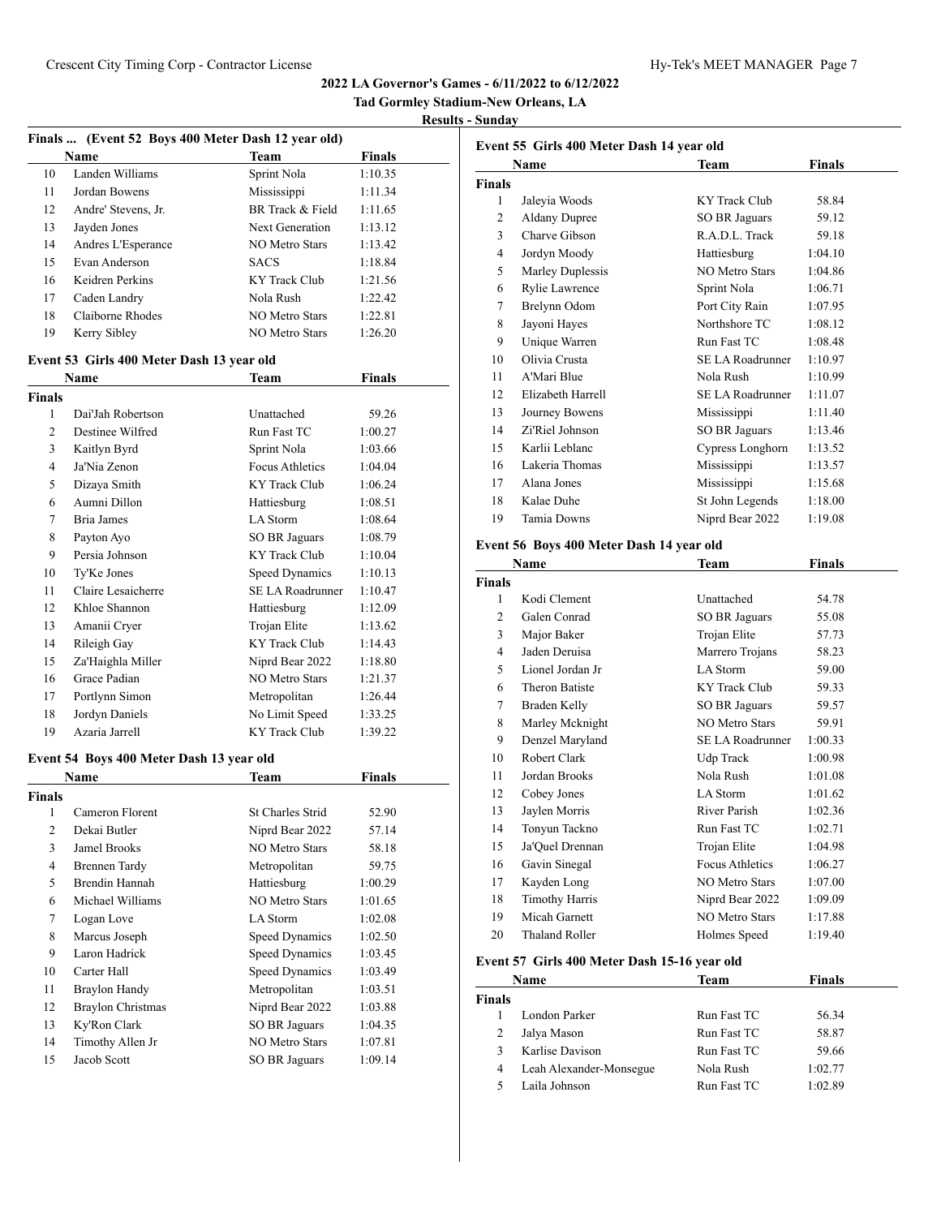## 2022 LA Governor's Games - 6/11/2022 to 6/12/2022

### Tad Gormley Stadium-New Orleans, LA

### Results - Sunday

### Finals ... (Event 52 Boys 400 Meter Dash 12 year old)

| | Name | Team | Finals |
|---|---|---|---|
| 10 | Landen Williams | Sprint Nola | 1:10.35 |
| 11 | Jordan Bowens | Mississippi | 1:11.34 |
| 12 | Andre' Stevens, Jr. | BR Track & Field | 1:11.65 |
| 13 | Jayden Jones | Next Generation | 1:13.12 |
| 14 | Andres L'Esperance | NO Metro Stars | 1:13.42 |
| 15 | Evan Anderson | SACS | 1:18.84 |
| 16 | Keidren Perkins | KY Track Club | 1:21.56 |
| 17 | Caden Landry | Nola Rush | 1:22.42 |
| 18 | Claiborne Rhodes | NO Metro Stars | 1:22.81 |
| 19 | Kerry Sibley | NO Metro Stars | 1:26.20 |

### Event 53 Girls 400 Meter Dash 13 year old

| | Name | Team | Finals |
|---|---|---|---|
| **Finals** | | | |
| 1 | Dai'Jah Robertson | Unattached | 59.26 |
| 2 | Destinee Wilfred | Run Fast TC | 1:00.27 |
| 3 | Kaitlyn Byrd | Sprint Nola | 1:03.66 |
| 4 | Ja'Nia Zenon | Focus Athletics | 1:04.04 |
| 5 | Dizaya Smith | KY Track Club | 1:06.24 |
| 6 | Aumni Dillon | Hattiesburg | 1:08.51 |
| 7 | Bria James | LA Storm | 1:08.64 |
| 8 | Payton Ayo | SO BR Jaguars | 1:08.79 |
| 9 | Persia Johnson | KY Track Club | 1:10.04 |
| 10 | Ty'Ke Jones | Speed Dynamics | 1:10.13 |
| 11 | Claire Lesaicherre | SE LA Roadrunner | 1:10.47 |
| 12 | Khloe Shannon | Hattiesburg | 1:12.09 |
| 13 | Amanii Cryer | Trojan Elite | 1:13.62 |
| 14 | Rileigh Gay | KY Track Club | 1:14.43 |
| 15 | Za'Haighla Miller | Niprd Bear 2022 | 1:18.80 |
| 16 | Grace Padian | NO Metro Stars | 1:21.37 |
| 17 | Portlynn Simon | Metropolitan | 1:26.44 |
| 18 | Jordyn Daniels | No Limit Speed | 1:33.25 |
| 19 | Azaria Jarrell | KY Track Club | 1:39.22 |

### Event 54 Boys 400 Meter Dash 13 year old

| | Name | Team | Finals |
|---|---|---|---|
| **Finals** | | | |
| 1 | Cameron Florent | St Charles Strid | 52.90 |
| 2 | Dekai Butler | Niprd Bear 2022 | 57.14 |
| 3 | Jamel Brooks | NO Metro Stars | 58.18 |
| 4 | Brennen Tardy | Metropolitan | 59.75 |
| 5 | Brendin Hannah | Hattiesburg | 1:00.29 |
| 6 | Michael Williams | NO Metro Stars | 1:01.65 |
| 7 | Logan Love | LA Storm | 1:02.08 |
| 8 | Marcus Joseph | Speed Dynamics | 1:02.50 |
| 9 | Laron Hadrick | Speed Dynamics | 1:03.45 |
| 10 | Carter Hall | Speed Dynamics | 1:03.49 |
| 11 | Braylon Handy | Metropolitan | 1:03.51 |
| 12 | Braylon Christmas | Niprd Bear 2022 | 1:03.88 |
| 13 | Ky'Ron Clark | SO BR Jaguars | 1:04.35 |
| 14 | Timothy Allen Jr | NO Metro Stars | 1:07.81 |
| 15 | Jacob Scott | SO BR Jaguars | 1:09.14 |

### Event 55 Girls 400 Meter Dash 14 year old

| | Name | Team | Finals |
|---|---|---|---|
| **Finals** | | | |
| 1 | Jaleyia Woods | KY Track Club | 58.84 |
| 2 | Aldany Dupree | SO BR Jaguars | 59.12 |
| 3 | Charve Gibson | R.A.D.L. Track | 59.18 |
| 4 | Jordyn Moody | Hattiesburg | 1:04.10 |
| 5 | Marley Duplessis | NO Metro Stars | 1:04.86 |
| 6 | Rylie Lawrence | Sprint Nola | 1:06.71 |
| 7 | Brelynn Odom | Port City Rain | 1:07.95 |
| 8 | Jayoni Hayes | Northshore TC | 1:08.12 |
| 9 | Unique Warren | Run Fast TC | 1:08.48 |
| 10 | Olivia Crusta | SE LA Roadrunner | 1:10.97 |
| 11 | A'Mari Blue | Nola Rush | 1:10.99 |
| 12 | Elizabeth Harrell | SE LA Roadrunner | 1:11.07 |
| 13 | Journey Bowens | Mississippi | 1:11.40 |
| 14 | Zi'Riel Johnson | SO BR Jaguars | 1:13.46 |
| 15 | Karlii Leblanc | Cypress Longhorn | 1:13.52 |
| 16 | Lakeria Thomas | Mississippi | 1:13.57 |
| 17 | Alana Jones | Mississippi | 1:15.68 |
| 18 | Kalae Duhe | St John Legends | 1:18.00 |
| 19 | Tamia Downs | Niprd Bear 2022 | 1:19.08 |

### Event 56 Boys 400 Meter Dash 14 year old

| | Name | Team | Finals |
|---|---|---|---|
| **Finals** | | | |
| 1 | Kodi Clement | Unattached | 54.78 |
| 2 | Galen Conrad | SO BR Jaguars | 55.08 |
| 3 | Major Baker | Trojan Elite | 57.73 |
| 4 | Jaden Deruisa | Marrero Trojans | 58.23 |
| 5 | Lionel Jordan Jr | LA Storm | 59.00 |
| 6 | Theron Batiste | KY Track Club | 59.33 |
| 7 | Braden Kelly | SO BR Jaguars | 59.57 |
| 8 | Marley Mcknight | NO Metro Stars | 59.91 |
| 9 | Denzel Maryland | SE LA Roadrunner | 1:00.33 |
| 10 | Robert Clark | Udp Track | 1:00.98 |
| 11 | Jordan Brooks | Nola Rush | 1:01.08 |
| 12 | Cobey Jones | LA Storm | 1:01.62 |
| 13 | Jaylen Morris | River Parish | 1:02.36 |
| 14 | Tonyun Tackno | Run Fast TC | 1:02.71 |
| 15 | Ja'Quel Drennan | Trojan Elite | 1:04.98 |
| 16 | Gavin Sinegal | Focus Athletics | 1:06.27 |
| 17 | Kayden Long | NO Metro Stars | 1:07.00 |
| 18 | Timothy Harris | Niprd Bear 2022 | 1:09.09 |
| 19 | Micah Garnett | NO Metro Stars | 1:17.88 |
| 20 | Thaland Roller | Holmes Speed | 1:19.40 |

### Event 57 Girls 400 Meter Dash 15-16 year old

| | Name | Team | Finals |
|---|---|---|---|
| **Finals** | | | |
| 1 | London Parker | Run Fast TC | 56.34 |
| 2 | Jalya Mason | Run Fast TC | 58.87 |
| 3 | Karlise Davison | Run Fast TC | 59.66 |
| 4 | Leah Alexander-Monsegue | Nola Rush | 1:02.77 |
| 5 | Laila Johnson | Run Fast TC | 1:02.89 |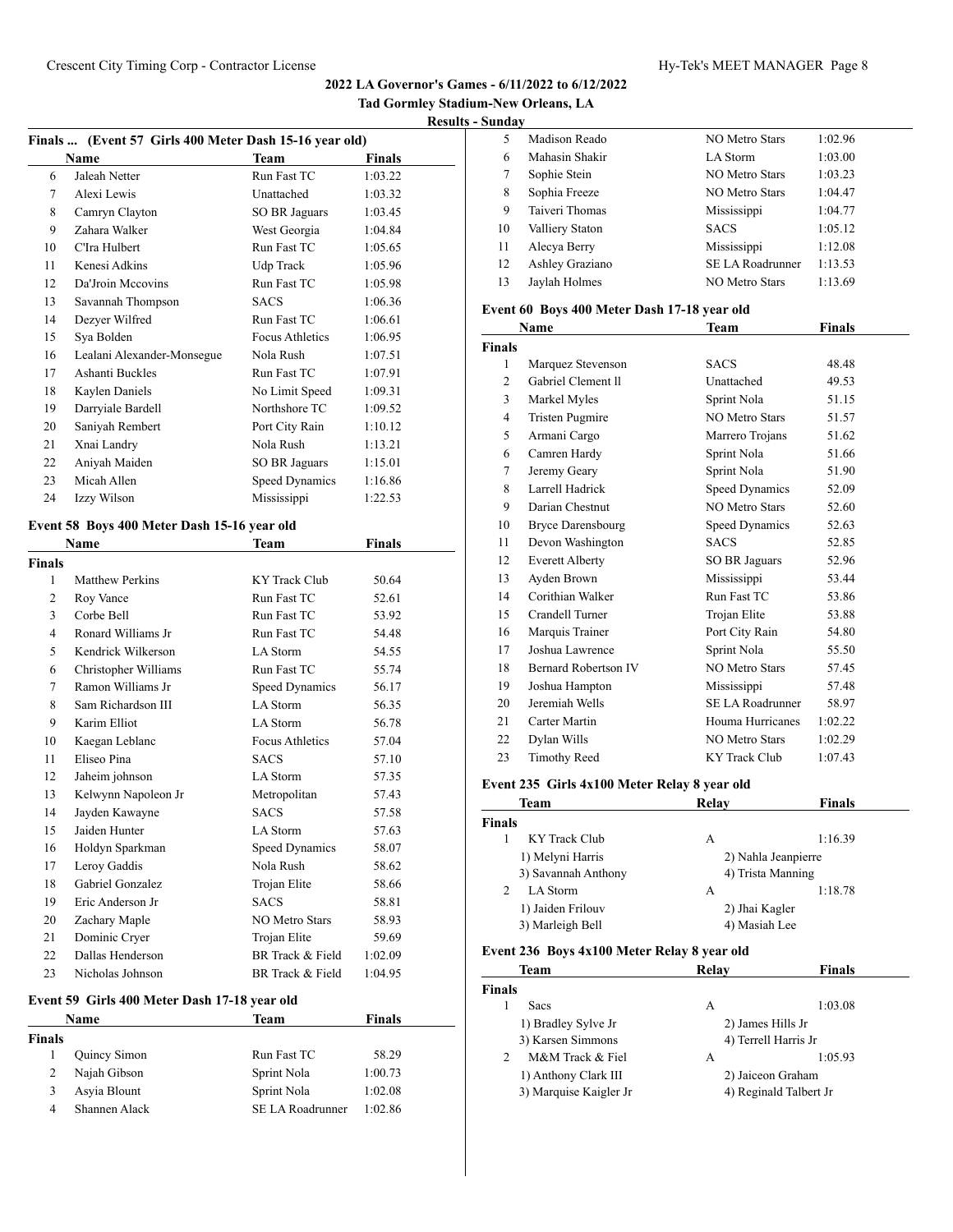**2022 LA Governor's Games - 6/11/2022 to 6/12/2022**

**Tad Gormley Stadium-New Orleans, LA**

**Results - Sunday**

### Finals ... (Event 57 Girls 400 Meter Dash 15-16 year old)

| | Name | Team | Finals |
|---|---|---|---|
| 6 | Jaleah Netter | Run Fast TC | 1:03.22 |
| 7 | Alexi Lewis | Unattached | 1:03.32 |
| 8 | Camryn Clayton | SO BR Jaguars | 1:03.45 |
| 9 | Zahara Walker | West Georgia | 1:04.84 |
| 10 | C'Ira Hulbert | Run Fast TC | 1:05.65 |
| 11 | Kenesi Adkins | Udp Track | 1:05.96 |
| 12 | Da'Jroin Mccovins | Run Fast TC | 1:05.98 |
| 13 | Savannah Thompson | SACS | 1:06.36 |
| 14 | Dezyer Wilfred | Run Fast TC | 1:06.61 |
| 15 | Sya Bolden | Focus Athletics | 1:06.95 |
| 16 | Lealani Alexander-Monsegue | Nola Rush | 1:07.51 |
| 17 | Ashanti Buckles | Run Fast TC | 1:07.91 |
| 18 | Kaylen Daniels | No Limit Speed | 1:09.31 |
| 19 | Darryiale Bardell | Northshore TC | 1:09.52 |
| 20 | Saniyah Rembert | Port City Rain | 1:10.12 |
| 21 | Xnai Landry | Nola Rush | 1:13.21 |
| 22 | Aniyah Maiden | SO BR Jaguars | 1:15.01 |
| 23 | Micah Allen | Speed Dynamics | 1:16.86 |
| 24 | Izzy Wilson | Mississippi | 1:22.53 |

### Event 58 Boys 400 Meter Dash 15-16 year old

| | Name | Team | Finals |
|---|---|---|---|
| **Finals** | | | |
| 1 | Matthew Perkins | KY Track Club | 50.64 |
| 2 | Roy Vance | Run Fast TC | 52.61 |
| 3 | Corbe Bell | Run Fast TC | 53.92 |
| 4 | Ronard Williams Jr | Run Fast TC | 54.48 |
| 5 | Kendrick Wilkerson | LA Storm | 54.55 |
| 6 | Christopher Williams | Run Fast TC | 55.74 |
| 7 | Ramon Williams Jr | Speed Dynamics | 56.17 |
| 8 | Sam Richardson III | LA Storm | 56.35 |
| 9 | Karim Elliot | LA Storm | 56.78 |
| 10 | Kaegan Leblanc | Focus Athletics | 57.04 |
| 11 | Eliseo Pina | SACS | 57.10 |
| 12 | Jaheim johnson | LA Storm | 57.35 |
| 13 | Kelwynn Napoleon Jr | Metropolitan | 57.43 |
| 14 | Jayden Kawayne | SACS | 57.58 |
| 15 | Jaiden Hunter | LA Storm | 57.63 |
| 16 | Holdyn Sparkman | Speed Dynamics | 58.07 |
| 17 | Leroy Gaddis | Nola Rush | 58.62 |
| 18 | Gabriel Gonzalez | Trojan Elite | 58.66 |
| 19 | Eric Anderson Jr | SACS | 58.81 |
| 20 | Zachary Maple | NO Metro Stars | 58.93 |
| 21 | Dominic Cryer | Trojan Elite | 59.69 |
| 22 | Dallas Henderson | BR Track & Field | 1:02.09 |
| 23 | Nicholas Johnson | BR Track & Field | 1:04.95 |

### Event 59 Girls 400 Meter Dash 17-18 year old

| | Name | Team | Finals |
|---|---|---|---|
| **Finals** | | | |
| 1 | Quincy Simon | Run Fast TC | 58.29 |
| 2 | Najah Gibson | Sprint Nola | 1:00.73 |
| 3 | Asyia Blount | Sprint Nola | 1:02.08 |
| 4 | Shannen Alack | SE LA Roadrunner | 1:02.86 |
| 5 | Madison Reado | NO Metro Stars | 1:02.96 |
| 6 | Mahasin Shakir | LA Storm | 1:03.00 |
| 7 | Sophie Stein | NO Metro Stars | 1:03.23 |
| 8 | Sophia Freeze | NO Metro Stars | 1:04.47 |
| 9 | Taiveri Thomas | Mississippi | 1:04.77 |
| 10 | Valliery Staton | SACS | 1:05.12 |
| 11 | Alecya Berry | Mississippi | 1:12.08 |
| 12 | Ashley Graziano | SE LA Roadrunner | 1:13.53 |
| 13 | Jaylah Holmes | NO Metro Stars | 1:13.69 |

### Event 60 Boys 400 Meter Dash 17-18 year old

| | Name | Team | Finals |
|---|---|---|---|
| **Finals** | | | |
| 1 | Marquez Stevenson | SACS | 48.48 |
| 2 | Gabriel Clement ll | Unattached | 49.53 |
| 3 | Markel Myles | Sprint Nola | 51.15 |
| 4 | Tristen Pugmire | NO Metro Stars | 51.57 |
| 5 | Armani Cargo | Marrero Trojans | 51.62 |
| 6 | Camren Hardy | Sprint Nola | 51.66 |
| 7 | Jeremy Geary | Sprint Nola | 51.90 |
| 8 | Larrell Hadrick | Speed Dynamics | 52.09 |
| 9 | Darian Chestnut | NO Metro Stars | 52.60 |
| 10 | Bryce Darensbourg | Speed Dynamics | 52.63 |
| 11 | Devon Washington | SACS | 52.85 |
| 12 | Everett Alberty | SO BR Jaguars | 52.96 |
| 13 | Ayden Brown | Mississippi | 53.44 |
| 14 | Corithian Walker | Run Fast TC | 53.86 |
| 15 | Crandell Turner | Trojan Elite | 53.88 |
| 16 | Marquis Trainer | Port City Rain | 54.80 |
| 17 | Joshua Lawrence | Sprint Nola | 55.50 |
| 18 | Bernard Robertson IV | NO Metro Stars | 57.45 |
| 19 | Joshua Hampton | Mississippi | 57.48 |
| 20 | Jeremiah Wells | SE LA Roadrunner | 58.97 |
| 21 | Carter Martin | Houma Hurricanes | 1:02.22 |
| 22 | Dylan Wills | NO Metro Stars | 1:02.29 |
| 23 | Timothy Reed | KY Track Club | 1:07.43 |

### Event 235 Girls 4x100 Meter Relay 8 year old

| | Team | Relay | Finals |
|---|---|---|---|
| **Finals** | | | |
| 1 | KY Track Club | A | 1:16.39 |
| | 1) Melyni Harris | 2) Nahla Jeanpierre | |
| | 3) Savannah Anthony | 4) Trista Manning | |
| 2 | LA Storm | A | 1:18.78 |
| | 1) Jaiden Frilouv | 2) Jhai Kagler | |
| | 3) Marleigh Bell | 4) Masiah Lee | |

### Event 236 Boys 4x100 Meter Relay 8 year old

| | Team | Relay | Finals |
|---|---|---|---|
| **Finals** | | | |
| 1 | Sacs | A | 1:03.08 |
| | 1) Bradley Sylve Jr | 2) James Hills Jr | |
| | 3) Karsen Simmons | 4) Terrell Harris Jr | |
| 2 | M&M Track & Fiel | A | 1:05.93 |
| | 1) Anthony Clark III | 2) Jaiceon Graham | |
| | 3) Marquise Kaigler Jr | 4) Reginald Talbert Jr | |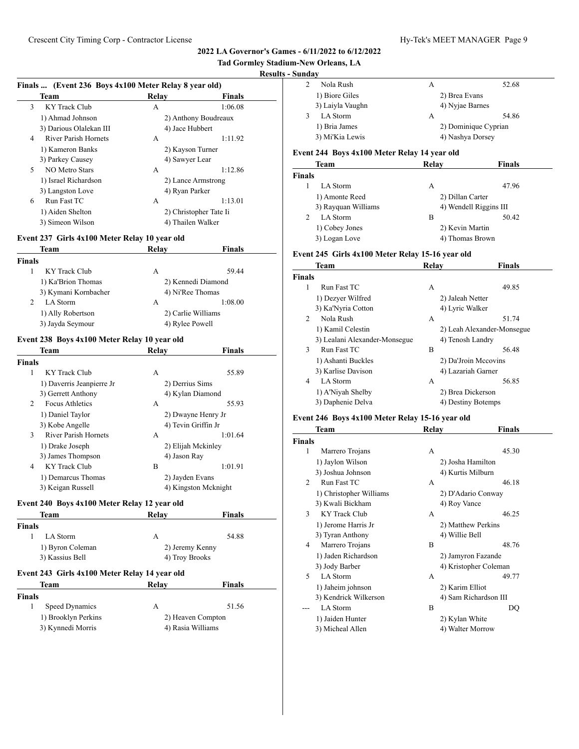## 2022 LA Governor's Games - 6/11/2022 to 6/12/2022

### Tad Gormley Stadium-New Orleans, LA

### Results - Sunday

### Finals ... (Event 236 Boys 4x100 Meter Relay 8 year old)

| | Team | Relay | Finals |
|---|---|---|---|
| 3 | KY Track Club | A | 1:06.08 |
| | 1) Ahmad Johnson | 2) Anthony Boudreaux | |
| | 3) Darious Olalekan III | 4) Jace Hubbert | |
| 4 | River Parish Hornets | A | 1:11.92 |
| | 1) Kameron Banks | 2) Kayson Turner | |
| | 3) Parkey Causey | 4) Sawyer Lear | |
| 5 | NO Metro Stars | A | 1:12.86 |
| | 1) Israel Richardson | 2) Lance Armstrong | |
| | 3) Langston Love | 4) Ryan Parker | |
| 6 | Run Fast TC | A | 1:13.01 |
| | 1) Aiden Shelton | 2) Christopher Tate Ii | |
| | 3) Simeon Wilson | 4) Thailen Walker | |

### Event 237 Girls 4x100 Meter Relay 10 year old

| | Team | Relay | Finals |
|---|---|---|---|
| **Finals** | | | |
| 1 | KY Track Club | A | 59.44 |
| | 1) Ka'Brion Thomas | 2) Kennedi Diamond | |
| | 3) Kymani Kornbacher | 4) Ni'Ree Thomas | |
| 2 | LA Storm | A | 1:08.00 |
| | 1) Ally Robertson | 2) Carlie Williams | |
| | 3) Jayda Seymour | 4) Rylee Powell | |

### Event 238 Boys 4x100 Meter Relay 10 year old

| | Team | Relay | Finals |
|---|---|---|---|
| **Finals** | | | |
| 1 | KY Track Club | A | 55.89 |
| | 1) Daverris Jeanpierre Jr | 2) Derrius Sims | |
| | 3) Gerrett Anthony | 4) Kylan Diamond | |
| 2 | Focus Athletics | A | 55.93 |
| | 1) Daniel Taylor | 2) Dwayne Henry Jr | |
| | 3) Kobe Angelle | 4) Tevin Griffin Jr | |
| 3 | River Parish Hornets | A | 1:01.64 |
| | 1) Drake Joseph | 2) Elijah Mckinley | |
| | 3) James Thompson | 4) Jason Ray | |
| 4 | KY Track Club | B | 1:01.91 |
| | 1) Demarcus Thomas | 2) Jayden Evans | |
| | 3) Keigan Russell | 4) Kingston Mcknight | |

### Event 240 Boys 4x100 Meter Relay 12 year old

| | Team | Relay | Finals |
|---|---|---|---|
| **Finals** | | | |
| 1 | LA Storm | A | 54.88 |
| | 1) Byron Coleman | 2) Jeremy Kenny | |
| | 3) Kassius Bell | 4) Troy Brooks | |

### Event 243 Girls 4x100 Meter Relay 14 year old

| | Team | Relay | Finals |
|---|---|---|---|
| **Finals** | | | |
| 1 | Speed Dynamics | A | 51.56 |
| | 1) Brooklyn Perkins | 2) Heaven Compton | |
| | 3) Kynnedi Morris | 4) Rasia Williams | |
| 2 | Nola Rush | A | 52.68 |
| | 1) Biore Giles | 2) Brea Evans | |
| | 3) Laiyla Vaughn | 4) Nyjae Barnes | |
| 3 | LA Storm | A | 54.86 |
| | 1) Bria James | 2) Dominique Cyprian | |
| | 3) Mi'Kia Lewis | 4) Nashya Dorsey | |

### Event 244 Boys 4x100 Meter Relay 14 year old

| | Team | Relay | Finals |
|---|---|---|---|
| **Finals** | | | |
| 1 | LA Storm | A | 47.96 |
| | 1) Amonte Reed | 2) Dillan Carter | |
| | 3) Rayquan Williams | 4) Wendell Riggins III | |
| 2 | LA Storm | B | 50.42 |
| | 1) Cobey Jones | 2) Kevin Martin | |
| | 3) Logan Love | 4) Thomas Brown | |

### Event 245 Girls 4x100 Meter Relay 15-16 year old

| | Team | Relay | Finals |
|---|---|---|---|
| **Finals** | | | |
| 1 | Run Fast TC | A | 49.85 |
| | 1) Dezyer Wilfred | 2) Jaleah Netter | |
| | 3) Ka'Nyria Cotton | 4) Lyric Walker | |
| 2 | Nola Rush | A | 51.74 |
| | 1) Kamil Celestin | 2) Leah Alexander-Monsegue | |
| | 3) Lealani Alexander-Monsegue | 4) Tenosh Landry | |
| 3 | Run Fast TC | B | 56.48 |
| | 1) Ashanti Buckles | 2) Da'Jroin Mccovins | |
| | 3) Karlise Davison | 4) Lazariah Garner | |
| 4 | LA Storm | A | 56.85 |
| | 1) A'Niyah Shelby | 2) Brea Dickerson | |
| | 3) Daphenie Delva | 4) Destiny Botemps | |

### Event 246 Boys 4x100 Meter Relay 15-16 year old

| | Team | Relay | Finals |
|---|---|---|---|
| **Finals** | | | |
| 1 | Marrero Trojans | A | 45.30 |
| | 1) Jaylon Wilson | 2) Josha Hamilton | |
| | 3) Joshua Johnson | 4) Kurtis Milburn | |
| 2 | Run Fast TC | A | 46.18 |
| | 1) Christopher Williams | 2) D'Adario Conway | |
| | 3) Kwali Bickham | 4) Roy Vance | |
| 3 | KY Track Club | A | 46.25 |
| | 1) Jerome Harris Jr | 2) Matthew Perkins | |
| | 3) Tyran Anthony | 4) Willie Bell | |
| 4 | Marrero Trojans | B | 48.76 |
| | 1) Jaden Richardson | 2) Jamyron Fazande | |
| | 3) Jody Barber | 4) Kristopher Coleman | |
| 5 | LA Storm | A | 49.77 |
| | 1) Jaheim johnson | 2) Karim Elliot | |
| | 3) Kendrick Wilkerson | 4) Sam Richardson III | |
| --- | LA Storm | B | DQ |
| | 1) Jaiden Hunter | 2) Kylan White | |
| | 3) Micheal Allen | 4) Walter Morrow | |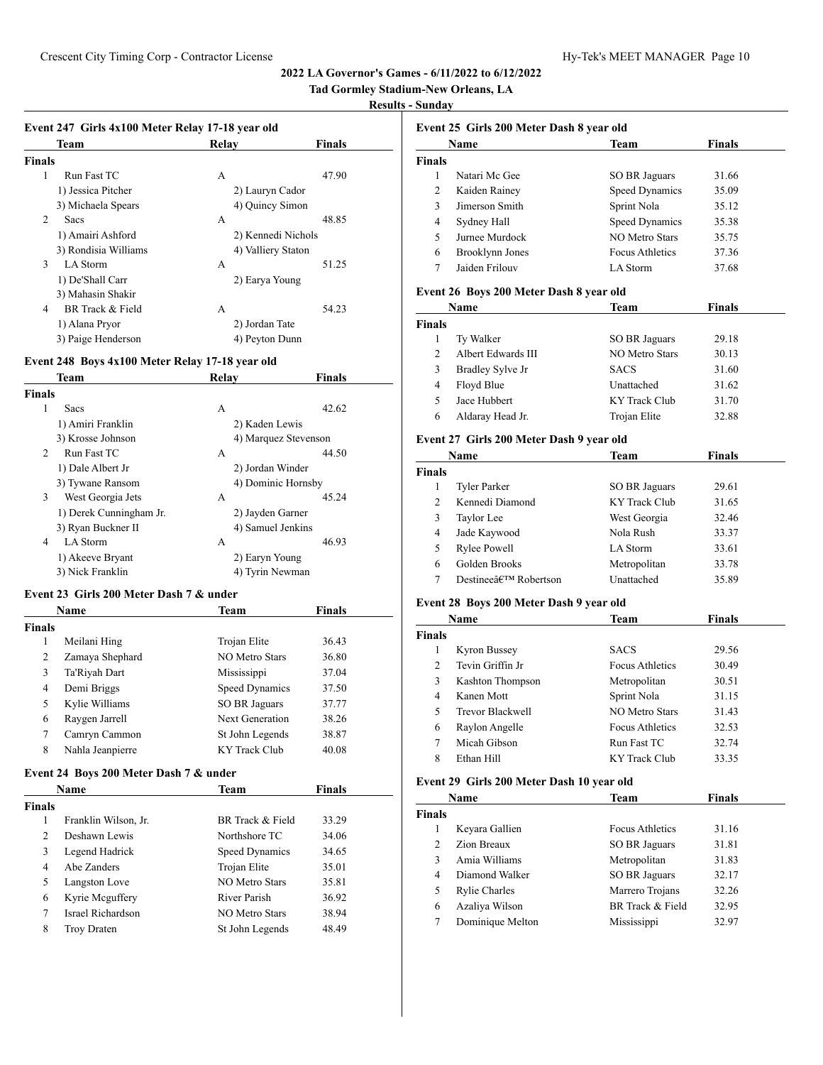**2022 LA Governor's Games - 6/11/2022 to 6/12/2022**

**Tad Gormley Stadium-New Orleans, LA**

**Results - Sunday**

### Event 247 Girls 4x100 Meter Relay 17-18 year old

| | Team | Relay | Finals |
|---|---|---|---|
| **Finals** | | | |
| 1 | Run Fast TC | A | 47.90 |
| | 1) Jessica Pitcher | 2) Lauryn Cador | |
| | 3) Michaela Spears | 4) Quincy Simon | |
| 2 | Sacs | A | 48.85 |
| | 1) Amairi Ashford | 2) Kennedi Nichols | |
| | 3) Rondisia Williams | 4) Valliery Staton | |
| 3 | LA Storm | A | 51.25 |
| | 1) De'Shall Carr | 2) Earya Young | |
| | 3) Mahasin Shakir | | |
| 4 | BR Track & Field | A | 54.23 |
| | 1) Alana Pryor | 2) Jordan Tate | |
| | 3) Paige Henderson | 4) Peyton Dunn | |

### Event 248 Boys 4x100 Meter Relay 17-18 year old

| | Team | Relay | Finals |
|---|---|---|---|
| **Finals** | | | |
| 1 | Sacs | A | 42.62 |
| | 1) Amiri Franklin | 2) Kaden Lewis | |
| | 3) Krosse Johnson | 4) Marquez Stevenson | |
| 2 | Run Fast TC | A | 44.50 |
| | 1) Dale Albert Jr | 2) Jordan Winder | |
| | 3) Tywane Ransom | 4) Dominic Hornsby | |
| 3 | West Georgia Jets | A | 45.24 |
| | 1) Derek Cunningham Jr. | 2) Jayden Garner | |
| | 3) Ryan Buckner II | 4) Samuel Jenkins | |
| 4 | LA Storm | A | 46.93 |
| | 1) Akeeve Bryant | 2) Earyn Young | |
| | 3) Nick Franklin | 4) Tyrin Newman | |

### Event 23 Girls 200 Meter Dash 7 & under

| | Name | Team | Finals |
|---|---|---|---|
| **Finals** | | | |
| 1 | Meilani Hing | Trojan Elite | 36.43 |
| 2 | Zamaya Shephard | NO Metro Stars | 36.80 |
| 3 | Ta'Riyah Dart | Mississippi | 37.04 |
| 4 | Demi Briggs | Speed Dynamics | 37.50 |
| 5 | Kylie Williams | SO BR Jaguars | 37.77 |
| 6 | Raygen Jarrell | Next Generation | 38.26 |
| 7 | Camryn Cammon | St John Legends | 38.87 |
| 8 | Nahla Jeanpierre | KY Track Club | 40.08 |

### Event 24 Boys 200 Meter Dash 7 & under

| | Name | Team | Finals |
|---|---|---|---|
| **Finals** | | | |
| 1 | Franklin Wilson, Jr. | BR Track & Field | 33.29 |
| 2 | Deshawn Lewis | Northshore TC | 34.06 |
| 3 | Legend Hadrick | Speed Dynamics | 34.65 |
| 4 | Abe Zanders | Trojan Elite | 35.01 |
| 5 | Langston Love | NO Metro Stars | 35.81 |
| 6 | Kyrie Mcguffery | River Parish | 36.92 |
| 7 | Israel Richardson | NO Metro Stars | 38.94 |
| 8 | Troy Draten | St John Legends | 48.49 |

### Event 25 Girls 200 Meter Dash 8 year old

| | Name | Team | Finals |
|---|---|---|---|
| **Finals** | | | |
| 1 | Natari Mc Gee | SO BR Jaguars | 31.66 |
| 2 | Kaiden Rainey | Speed Dynamics | 35.09 |
| 3 | Jimerson Smith | Sprint Nola | 35.12 |
| 4 | Sydney Hall | Speed Dynamics | 35.38 |
| 5 | Jurnee Murdock | NO Metro Stars | 35.75 |
| 6 | Brooklynn Jones | Focus Athletics | 37.36 |
| 7 | Jaiden Frilouv | LA Storm | 37.68 |

### Event 26 Boys 200 Meter Dash 8 year old

| | Name | Team | Finals |
|---|---|---|---|
| **Finals** | | | |
| 1 | Ty Walker | SO BR Jaguars | 29.18 |
| 2 | Albert Edwards III | NO Metro Stars | 30.13 |
| 3 | Bradley Sylve Jr | SACS | 31.60 |
| 4 | Floyd Blue | Unattached | 31.62 |
| 5 | Jace Hubbert | KY Track Club | 31.70 |
| 6 | Aldaray Head Jr. | Trojan Elite | 32.88 |

### Event 27 Girls 200 Meter Dash 9 year old

| | Name | Team | Finals |
|---|---|---|---|
| **Finals** | | | |
| 1 | Tyler Parker | SO BR Jaguars | 29.61 |
| 2 | Kennedi Diamond | KY Track Club | 31.65 |
| 3 | Taylor Lee | West Georgia | 32.46 |
| 4 | Jade Kaywood | Nola Rush | 33.37 |
| 5 | Rylee Powell | LA Storm | 33.61 |
| 6 | Golden Brooks | Metropolitan | 33.78 |
| 7 | Destineeâ€™ Robertson | Unattached | 35.89 |

### Event 28 Boys 200 Meter Dash 9 year old

| | Name | Team | Finals |
|---|---|---|---|
| **Finals** | | | |
| 1 | Kyron Bussey | SACS | 29.56 |
| 2 | Tevin Griffin Jr | Focus Athletics | 30.49 |
| 3 | Kashton Thompson | Metropolitan | 30.51 |
| 4 | Kanen Mott | Sprint Nola | 31.15 |
| 5 | Trevor Blackwell | NO Metro Stars | 31.43 |
| 6 | Raylon Angelle | Focus Athletics | 32.53 |
| 7 | Micah Gibson | Run Fast TC | 32.74 |
| 8 | Ethan Hill | KY Track Club | 33.35 |

### Event 29 Girls 200 Meter Dash 10 year old

| | Name | Team | Finals |
|---|---|---|---|
| **Finals** | | | |
| 1 | Keyara Gallien | Focus Athletics | 31.16 |
| 2 | Zion Breaux | SO BR Jaguars | 31.81 |
| 3 | Amia Williams | Metropolitan | 31.83 |
| 4 | Diamond Walker | SO BR Jaguars | 32.17 |
| 5 | Rylie Charles | Marrero Trojans | 32.26 |
| 6 | Azaliya Wilson | BR Track & Field | 32.95 |
| 7 | Dominique Melton | Mississippi | 32.97 |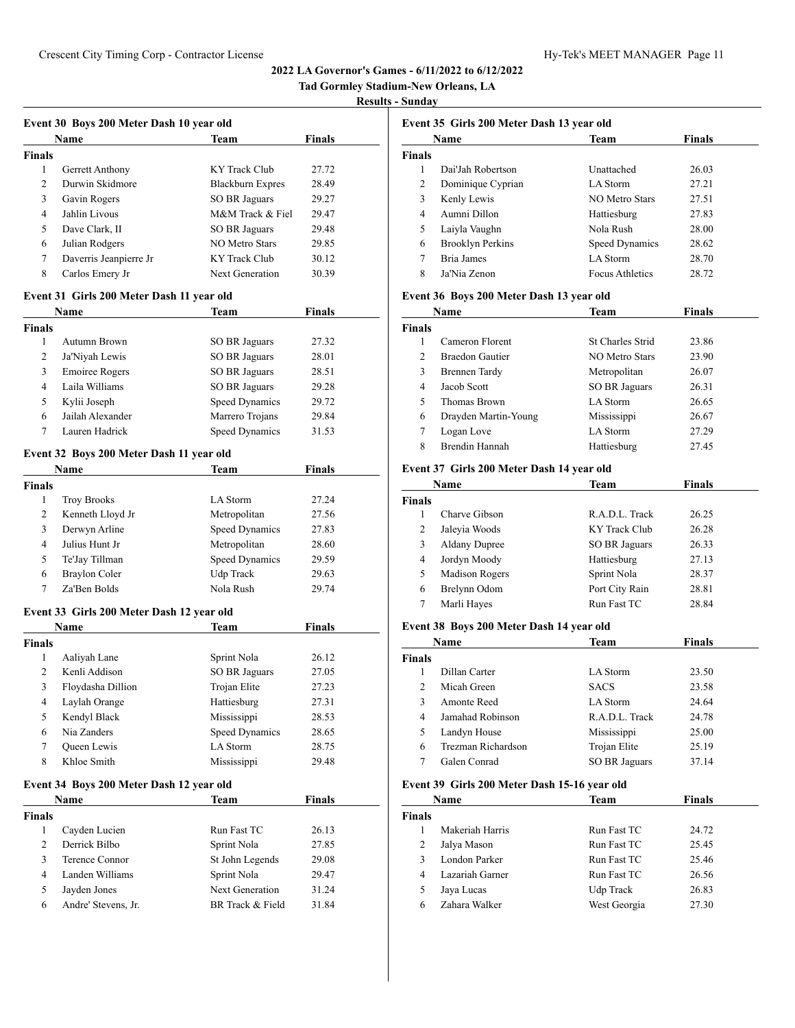## 2022 LA Governor's Games - 6/11/2022 to 6/12/2022

**Tad Gormley Stadium-New Orleans, LA**

**Results - Sunday**

### Event 30 Boys 200 Meter Dash 10 year old

| | Name | Team | Finals |
|---|---|---|---|
| **Finals** | | | |
| 1 | Gerrett Anthony | KY Track Club | 27.72 |
| 2 | Durwin Skidmore | Blackburn Expres | 28.49 |
| 3 | Gavin Rogers | SO BR Jaguars | 29.27 |
| 4 | Jahlin Livous | M&M Track & Fiel | 29.47 |
| 5 | Dave Clark, II | SO BR Jaguars | 29.48 |
| 6 | Julian Rodgers | NO Metro Stars | 29.85 |
| 7 | Daverris Jeanpierre Jr | KY Track Club | 30.12 |
| 8 | Carlos Emery Jr | Next Generation | 30.39 |

### Event 31 Girls 200 Meter Dash 11 year old

| | Name | Team | Finals |
|---|---|---|---|
| **Finals** | | | |
| 1 | Autumn Brown | SO BR Jaguars | 27.32 |
| 2 | Ja'Niyah Lewis | SO BR Jaguars | 28.01 |
| 3 | Emoiree Rogers | SO BR Jaguars | 28.51 |
| 4 | Laila Williams | SO BR Jaguars | 29.28 |
| 5 | Kylii Joseph | Speed Dynamics | 29.72 |
| 6 | Jailah Alexander | Marrero Trojans | 29.84 |
| 7 | Lauren Hadrick | Speed Dynamics | 31.53 |

### Event 32 Boys 200 Meter Dash 11 year old

| | Name | Team | Finals |
|---|---|---|---|
| **Finals** | | | |
| 1 | Troy Brooks | LA Storm | 27.24 |
| 2 | Kenneth Lloyd Jr | Metropolitan | 27.56 |
| 3 | Derwyn Arline | Speed Dynamics | 27.83 |
| 4 | Julius Hunt Jr | Metropolitan | 28.60 |
| 5 | Te'Jay Tillman | Speed Dynamics | 29.59 |
| 6 | Braylon Coler | Udp Track | 29.63 |
| 7 | Za'Ben Bolds | Nola Rush | 29.74 |

### Event 33 Girls 200 Meter Dash 12 year old

| | Name | Team | Finals |
|---|---|---|---|
| **Finals** | | | |
| 1 | Aaliyah Lane | Sprint Nola | 26.12 |
| 2 | Kenli Addison | SO BR Jaguars | 27.05 |
| 3 | Floydasha Dillion | Trojan Elite | 27.23 |
| 4 | Laylah Orange | Hattiesburg | 27.31 |
| 5 | Kendyl Black | Mississippi | 28.53 |
| 6 | Nia Zanders | Speed Dynamics | 28.65 |
| 7 | Queen Lewis | LA Storm | 28.75 |
| 8 | Khloe Smith | Mississippi | 29.48 |

### Event 34 Boys 200 Meter Dash 12 year old

| | Name | Team | Finals |
|---|---|---|---|
| **Finals** | | | |
| 1 | Cayden Lucien | Run Fast TC | 26.13 |
| 2 | Derrick Bilbo | Sprint Nola | 27.85 |
| 3 | Terence Connor | St John Legends | 29.08 |
| 4 | Landen Williams | Sprint Nola | 29.47 |
| 5 | Jayden Jones | Next Generation | 31.24 |
| 6 | Andre' Stevens, Jr. | BR Track & Field | 31.84 |

### Event 35 Girls 200 Meter Dash 13 year old

| | Name | Team | Finals |
|---|---|---|---|
| **Finals** | | | |
| 1 | Dai'Jah Robertson | Unattached | 26.03 |
| 2 | Dominique Cyprian | LA Storm | 27.21 |
| 3 | Kenly Lewis | NO Metro Stars | 27.51 |
| 4 | Aumni Dillon | Hattiesburg | 27.83 |
| 5 | Laiyla Vaughn | Nola Rush | 28.00 |
| 6 | Brooklyn Perkins | Speed Dynamics | 28.62 |
| 7 | Bria James | LA Storm | 28.70 |
| 8 | Ja'Nia Zenon | Focus Athletics | 28.72 |

### Event 36 Boys 200 Meter Dash 13 year old

| | Name | Team | Finals |
|---|---|---|---|
| **Finals** | | | |
| 1 | Cameron Florent | St Charles Strid | 23.86 |
| 2 | Braedon Gautier | NO Metro Stars | 23.90 |
| 3 | Brennen Tardy | Metropolitan | 26.07 |
| 4 | Jacob Scott | SO BR Jaguars | 26.31 |
| 5 | Thomas Brown | LA Storm | 26.65 |
| 6 | Drayden Martin-Young | Mississippi | 26.67 |
| 7 | Logan Love | LA Storm | 27.29 |
| 8 | Brendin Hannah | Hattiesburg | 27.45 |

### Event 37 Girls 200 Meter Dash 14 year old

| | Name | Team | Finals |
|---|---|---|---|
| **Finals** | | | |
| 1 | Charve Gibson | R.A.D.L. Track | 26.25 |
| 2 | Jaleyia Woods | KY Track Club | 26.28 |
| 3 | Aldany Dupree | SO BR Jaguars | 26.33 |
| 4 | Jordyn Moody | Hattiesburg | 27.13 |
| 5 | Madison Rogers | Sprint Nola | 28.37 |
| 6 | Brelynn Odom | Port City Rain | 28.81 |
| 7 | Marli Hayes | Run Fast TC | 28.84 |

### Event 38 Boys 200 Meter Dash 14 year old

| | Name | Team | Finals |
|---|---|---|---|
| **Finals** | | | |
| 1 | Dillan Carter | LA Storm | 23.50 |
| 2 | Micah Green | SACS | 23.58 |
| 3 | Amonte Reed | LA Storm | 24.64 |
| 4 | Jamahad Robinson | R.A.D.L. Track | 24.78 |
| 5 | Landyn House | Mississippi | 25.00 |
| 6 | Trezman Richardson | Trojan Elite | 25.19 |
| 7 | Galen Conrad | SO BR Jaguars | 37.14 |

### Event 39 Girls 200 Meter Dash 15-16 year old

| | Name | Team | Finals |
|---|---|---|---|
| **Finals** | | | |
| 1 | Makeriah Harris | Run Fast TC | 24.72 |
| 2 | Jalya Mason | Run Fast TC | 25.45 |
| 3 | London Parker | Run Fast TC | 25.46 |
| 4 | Lazariah Garner | Run Fast TC | 26.56 |
| 5 | Jaya Lucas | Udp Track | 26.83 |
| 6 | Zahara Walker | West Georgia | 27.30 |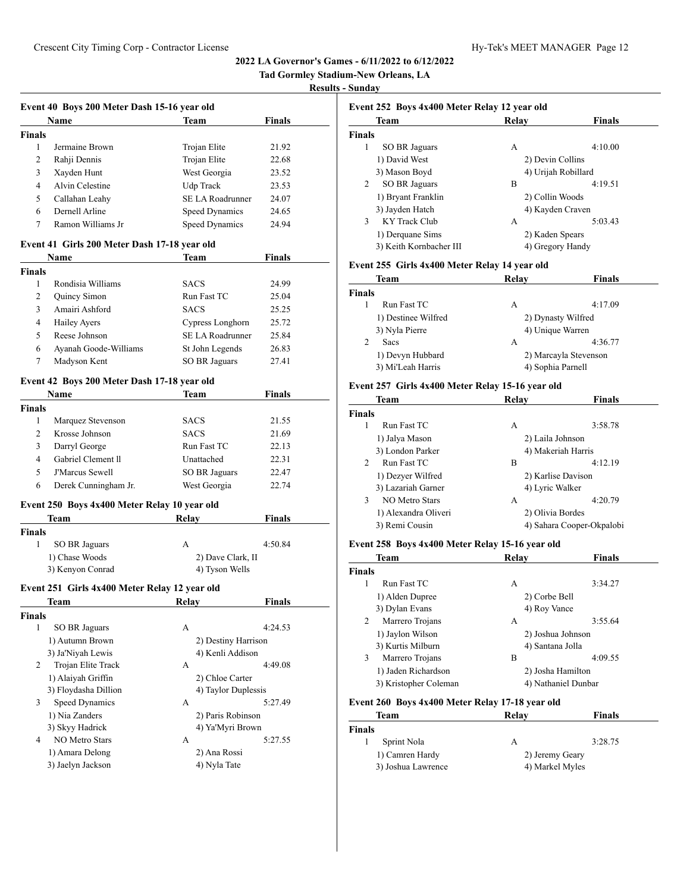## 2022 LA Governor's Games - 6/11/2022 to 6/12/2022

### Tad Gormley Stadium-New Orleans, LA

### Results - Sunday

#### Event 40 Boys 200 Meter Dash 15-16 year old

| | Name | Team | Finals |
|---|---|---|---|
| **Finals** | | | |
| 1 | Jermaine Brown | Trojan Elite | 21.92 |
| 2 | Rahji Dennis | Trojan Elite | 22.68 |
| 3 | Xayden Hunt | West Georgia | 23.52 |
| 4 | Alvin Celestine | Udp Track | 23.53 |
| 5 | Callahan Leahy | SE LA Roadrunner | 24.07 |
| 6 | Dernell Arline | Speed Dynamics | 24.65 |
| 7 | Ramon Williams Jr | Speed Dynamics | 24.94 |

#### Event 41 Girls 200 Meter Dash 17-18 year old

| | Name | Team | Finals |
|---|---|---|---|
| **Finals** | | | |
| 1 | Rondisia Williams | SACS | 24.99 |
| 2 | Quincy Simon | Run Fast TC | 25.04 |
| 3 | Amairi Ashford | SACS | 25.25 |
| 4 | Hailey Ayers | Cypress Longhorn | 25.72 |
| 5 | Reese Johnson | SE LA Roadrunner | 25.84 |
| 6 | Ayanah Goode-Williams | St John Legends | 26.83 |
| 7 | Madyson Kent | SO BR Jaguars | 27.41 |

#### Event 42 Boys 200 Meter Dash 17-18 year old

| | Name | Team | Finals |
|---|---|---|---|
| **Finals** | | | |
| 1 | Marquez Stevenson | SACS | 21.55 |
| 2 | Krosse Johnson | SACS | 21.69 |
| 3 | Darryl George | Run Fast TC | 22.13 |
| 4 | Gabriel Clement ll | Unattached | 22.31 |
| 5 | J'Marcus Sewell | SO BR Jaguars | 22.47 |
| 6 | Derek Cunningham Jr. | West Georgia | 22.74 |

#### Event 250 Boys 4x400 Meter Relay 10 year old

| | Team | Relay | Finals |
|---|---|---|---|
| **Finals** | | | |
| 1 | SO BR Jaguars | A | 4:50.84 |
| | 1) Chase Woods | 2) Dave Clark, II | |
| | 3) Kenyon Conrad | 4) Tyson Wells | |

#### Event 251 Girls 4x400 Meter Relay 12 year old

| | Team | Relay | Finals |
|---|---|---|---|
| **Finals** | | | |
| 1 | SO BR Jaguars | A | 4:24.53 |
| | 1) Autumn Brown | 2) Destiny Harrison | |
| | 3) Ja'Niyah Lewis | 4) Kenli Addison | |
| 2 | Trojan Elite Track | A | 4:49.08 |
| | 1) Alaiyah Griffin | 2) Chloe Carter | |
| | 3) Floydasha Dillion | 4) Taylor Duplessis | |
| 3 | Speed Dynamics | A | 5:27.49 |
| | 1) Nia Zanders | 2) Paris Robinson | |
| | 3) Skyy Hadrick | 4) Ya'Myri Brown | |
| 4 | NO Metro Stars | A | 5:27.55 |
| | 1) Amara Delong | 2) Ana Rossi | |
| | 3) Jaelyn Jackson | 4) Nyla Tate | |

#### Event 252 Boys 4x400 Meter Relay 12 year old

| | Team | Relay | Finals |
|---|---|---|---|
| **Finals** | | | |
| 1 | SO BR Jaguars | A | 4:10.00 |
| | 1) David West | 2) Devin Collins | |
| | 3) Mason Boyd | 4) Urijah Robillard | |
| 2 | SO BR Jaguars | B | 4:19.51 |
| | 1) Bryant Franklin | 2) Collin Woods | |
| | 3) Jayden Hatch | 4) Kayden Craven | |
| 3 | KY Track Club | A | 5:03.43 |
| | 1) Derquane Sims | 2) Kaden Spears | |
| | 3) Keith Kornbacher III | 4) Gregory Handy | |

#### Event 255 Girls 4x400 Meter Relay 14 year old

| | Team | Relay | Finals |
|---|---|---|---|
| **Finals** | | | |
| 1 | Run Fast TC | A | 4:17.09 |
| | 1) Destinee Wilfred | 2) Dynasty Wilfred | |
| | 3) Nyla Pierre | 4) Unique Warren | |
| 2 | Sacs | A | 4:36.77 |
| | 1) Devyn Hubbard | 2) Marcayla Stevenson | |
| | 3) Mi'Leah Harris | 4) Sophia Parnell | |

#### Event 257 Girls 4x400 Meter Relay 15-16 year old

| | Team | Relay | Finals |
|---|---|---|---|
| **Finals** | | | |
| 1 | Run Fast TC | A | 3:58.78 |
| | 1) Jalya Mason | 2) Laila Johnson | |
| | 3) London Parker | 4) Makeriah Harris | |
| 2 | Run Fast TC | B | 4:12.19 |
| | 1) Dezyer Wilfred | 2) Karlise Davison | |
| | 3) Lazariah Garner | 4) Lyric Walker | |
| 3 | NO Metro Stars | A | 4:20.79 |
| | 1) Alexandra Oliveri | 2) Olivia Bordes | |
| | 3) Remi Cousin | 4) Sahara Cooper-Okpalobi | |

#### Event 258 Boys 4x400 Meter Relay 15-16 year old

| | Team | Relay | Finals |
|---|---|---|---|
| **Finals** | | | |
| 1 | Run Fast TC | A | 3:34.27 |
| | 1) Alden Dupree | 2) Corbe Bell | |
| | 3) Dylan Evans | 4) Roy Vance | |
| 2 | Marrero Trojans | A | 3:55.64 |
| | 1) Jaylon Wilson | 2) Joshua Johnson | |
| | 3) Kurtis Milburn | 4) Santana Jolla | |
| 3 | Marrero Trojans | B | 4:09.55 |
| | 1) Jaden Richardson | 2) Josha Hamilton | |
| | 3) Kristopher Coleman | 4) Nathaniel Dunbar | |

#### Event 260 Boys 4x400 Meter Relay 17-18 year old

| | Team | Relay | Finals |
|---|---|---|---|
| **Finals** | | | |
| 1 | Sprint Nola | A | 3:28.75 |
| | 1) Camren Hardy | 2) Jeremy Geary | |
| | 3) Joshua Lawrence | 4) Markel Myles | |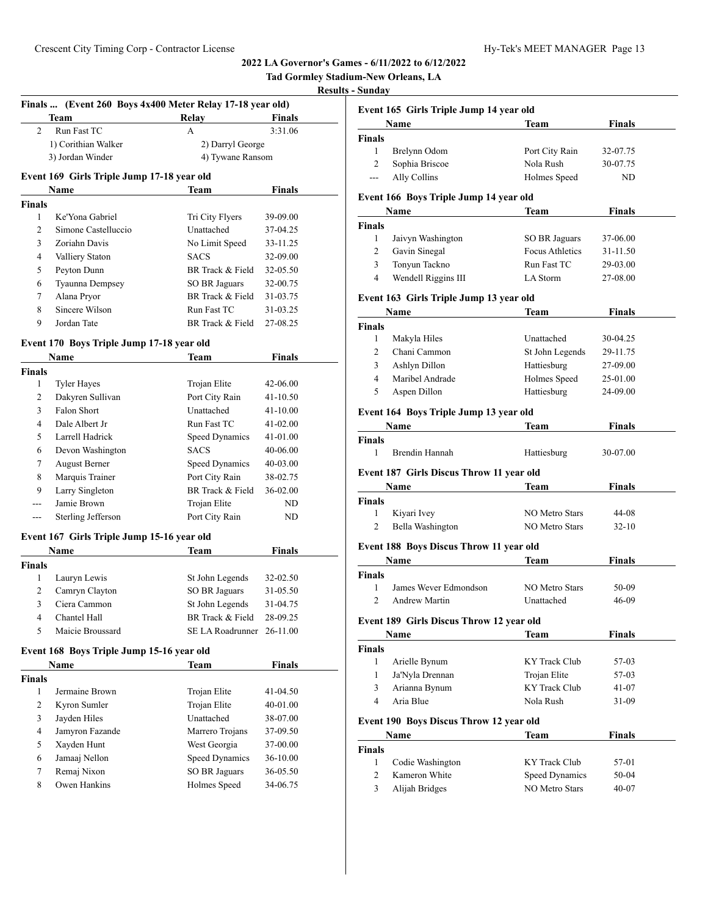## 2022 LA Governor's Games - 6/11/2022 to 6/12/2022

**Tad Gormley Stadium-New Orleans, LA**

**Results - Sunday**

### Finals ... (Event 260 Boys 4x400 Meter Relay 17-18 year old)

| | Team | Relay | Finals |
|---|---|---|---|
| 2 | Run Fast TC | A | 3:31.06 |

1) Corithian Walker, 2) Darryl George, 3) Jordan Winder, 4) Tywane Ransom

### Event 169 Girls Triple Jump 17-18 year old

**Finals**

| | Name | Team | Finals |
|---|---|---|---|
| 1 | Ke'Yona Gabriel | Tri City Flyers | 39-09.00 |
| 2 | Simone Castelluccio | Unattached | 37-04.25 |
| 3 | Zoriahn Davis | No Limit Speed | 33-11.25 |
| 4 | Valliery Staton | SACS | 32-09.00 |
| 5 | Peyton Dunn | BR Track & Field | 32-05.50 |
| 6 | Tyaunna Dempsey | SO BR Jaguars | 32-00.75 |
| 7 | Alana Pryor | BR Track & Field | 31-03.75 |
| 8 | Sincere Wilson | Run Fast TC | 31-03.25 |
| 9 | Jordan Tate | BR Track & Field | 27-08.25 |

### Event 170 Boys Triple Jump 17-18 year old

**Finals**

| | Name | Team | Finals |
|---|---|---|---|
| 1 | Tyler Hayes | Trojan Elite | 42-06.00 |
| 2 | Dakyren Sullivan | Port City Rain | 41-10.50 |
| 3 | Falon Short | Unattached | 41-10.00 |
| 4 | Dale Albert Jr | Run Fast TC | 41-02.00 |
| 5 | Larrell Hadrick | Speed Dynamics | 41-01.00 |
| 6 | Devon Washington | SACS | 40-06.00 |
| 7 | August Berner | Speed Dynamics | 40-03.00 |
| 8 | Marquis Trainer | Port City Rain | 38-02.75 |
| 9 | Larry Singleton | BR Track & Field | 36-02.00 |
| --- | Jamie Brown | Trojan Elite | ND |
| --- | Sterling Jefferson | Port City Rain | ND |

### Event 167 Girls Triple Jump 15-16 year old

**Finals**

| | Name | Team | Finals |
|---|---|---|---|
| 1 | Lauryn Lewis | St John Legends | 32-02.50 |
| 2 | Camryn Clayton | SO BR Jaguars | 31-05.50 |
| 3 | Ciera Cammon | St John Legends | 31-04.75 |
| 4 | Chantel Hall | BR Track & Field | 28-09.25 |
| 5 | Maicie Broussard | SE LA Roadrunner | 26-11.00 |

### Event 168 Boys Triple Jump 15-16 year old

**Finals**

| | Name | Team | Finals |
|---|---|---|---|
| 1 | Jermaine Brown | Trojan Elite | 41-04.50 |
| 2 | Kyron Sumler | Trojan Elite | 40-01.00 |
| 3 | Jayden Hiles | Unattached | 38-07.00 |
| 4 | Jamyron Fazande | Marrero Trojans | 37-09.50 |
| 5 | Xayden Hunt | West Georgia | 37-00.00 |
| 6 | Jamaaj Nellon | Speed Dynamics | 36-10.00 |
| 7 | Remaj Nixon | SO BR Jaguars | 36-05.50 |
| 8 | Owen Hankins | Holmes Speed | 34-06.75 |

### Event 165 Girls Triple Jump 14 year old

**Finals**

| | Name | Team | Finals |
|---|---|---|---|
| 1 | Brelynn Odom | Port City Rain | 32-07.75 |
| 2 | Sophia Briscoe | Nola Rush | 30-07.75 |
| --- | Ally Collins | Holmes Speed | ND |

### Event 166 Boys Triple Jump 14 year old

**Finals**

| | Name | Team | Finals |
|---|---|---|---|
| 1 | Jaivyn Washington | SO BR Jaguars | 37-06.00 |
| 2 | Gavin Sinegal | Focus Athletics | 31-11.50 |
| 3 | Tonyun Tackno | Run Fast TC | 29-03.00 |
| 4 | Wendell Riggins III | LA Storm | 27-08.00 |

### Event 163 Girls Triple Jump 13 year old

**Finals**

| | Name | Team | Finals |
|---|---|---|---|
| 1 | Makyla Hiles | Unattached | 30-04.25 |
| 2 | Chani Cammon | St John Legends | 29-11.75 |
| 3 | Ashlyn Dillon | Hattiesburg | 27-09.00 |
| 4 | Maribel Andrade | Holmes Speed | 25-01.00 |
| 5 | Aspen Dillon | Hattiesburg | 24-09.00 |

### Event 164 Boys Triple Jump 13 year old

**Finals**

| | Name | Team | Finals |
|---|---|---|---|
| 1 | Brendin Hannah | Hattiesburg | 30-07.00 |

### Event 187 Girls Discus Throw 11 year old

**Finals**

| | Name | Team | Finals |
|---|---|---|---|
| 1 | Kiyari Ivey | NO Metro Stars | 44-08 |
| 2 | Bella Washington | NO Metro Stars | 32-10 |

### Event 188 Boys Discus Throw 11 year old

**Finals**

| | Name | Team | Finals |
|---|---|---|---|
| 1 | James Wever Edmondson | NO Metro Stars | 50-09 |
| 2 | Andrew Martin | Unattached | 46-09 |

### Event 189 Girls Discus Throw 12 year old

**Finals**

| | Name | Team | Finals |
|---|---|---|---|
| 1 | Arielle Bynum | KY Track Club | 57-03 |
| 1 | Ja'Nyla Drennan | Trojan Elite | 57-03 |
| 3 | Arianna Bynum | KY Track Club | 41-07 |
| 4 | Aria Blue | Nola Rush | 31-09 |

### Event 190 Boys Discus Throw 12 year old

**Finals**

| | Name | Team | Finals |
|---|---|---|---|
| 1 | Codie Washington | KY Track Club | 57-01 |
| 2 | Kameron White | Speed Dynamics | 50-04 |
| 3 | Alijah Bridges | NO Metro Stars | 40-07 |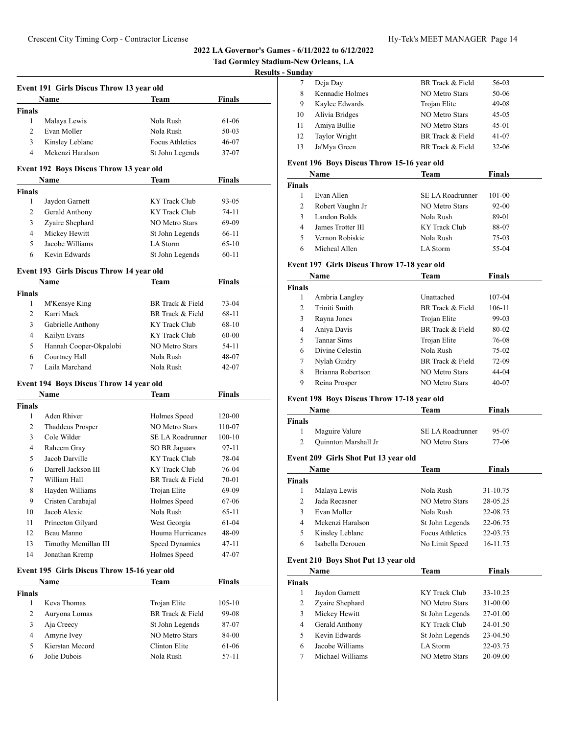## 2022 LA Governor's Games - 6/11/2022 to 6/12/2022

**Tad Gormley Stadium-New Orleans, LA**

**Results - Sunday**

### Event 191 Girls Discus Throw 13 year old

| | Name | Team | Finals |
|---|---|---|---|
| **Finals** | | | |
| 1 | Malaya Lewis | Nola Rush | 61-06 |
| 2 | Evan Moller | Nola Rush | 50-03 |
| 3 | Kinsley Leblanc | Focus Athletics | 46-07 |
| 4 | Mckenzi Haralson | St John Legends | 37-07 |

### Event 192 Boys Discus Throw 13 year old

| | Name | Team | Finals |
|---|---|---|---|
| **Finals** | | | |
| 1 | Jaydon Garnett | KY Track Club | 93-05 |
| 2 | Gerald Anthony | KY Track Club | 74-11 |
| 3 | Zyaire Shephard | NO Metro Stars | 69-09 |
| 4 | Mickey Hewitt | St John Legends | 66-11 |
| 5 | Jacobe Williams | LA Storm | 65-10 |
| 6 | Kevin Edwards | St John Legends | 60-11 |

### Event 193 Girls Discus Throw 14 year old

| | Name | Team | Finals |
|---|---|---|---|
| **Finals** | | | |
| 1 | M'Kensye King | BR Track & Field | 73-04 |
| 2 | Karri Mack | BR Track & Field | 68-11 |
| 3 | Gabrielle Anthony | KY Track Club | 68-10 |
| 4 | Kailyn Evans | KY Track Club | 60-00 |
| 5 | Hannah Cooper-Okpalobi | NO Metro Stars | 54-11 |
| 6 | Courtney Hall | Nola Rush | 48-07 |
| 7 | Laila Marchand | Nola Rush | 42-07 |

### Event 194 Boys Discus Throw 14 year old

| | Name | Team | Finals |
|---|---|---|---|
| **Finals** | | | |
| 1 | Aden Rhiver | Holmes Speed | 120-00 |
| 2 | Thaddeus Prosper | NO Metro Stars | 110-07 |
| 3 | Cole Wilder | SE LA Roadrunner | 100-10 |
| 4 | Raheem Gray | SO BR Jaguars | 97-11 |
| 5 | Jacob Darville | KY Track Club | 78-04 |
| 6 | Darrell Jackson III | KY Track Club | 76-04 |
| 7 | William Hall | BR Track & Field | 70-01 |
| 8 | Hayden Williams | Trojan Elite | 69-09 |
| 9 | Cristen Carabajal | Holmes Speed | 67-06 |
| 10 | Jacob Alexie | Nola Rush | 65-11 |
| 11 | Princeton Gilyard | West Georgia | 61-04 |
| 12 | Beau Manno | Houma Hurricanes | 48-09 |
| 13 | Timothy Mcmillan III | Speed Dynamics | 47-11 |
| 14 | Jonathan Kremp | Holmes Speed | 47-07 |

### Event 195 Girls Discus Throw 15-16 year old

| | Name | Team | Finals |
|---|---|---|---|
| **Finals** | | | |
| 1 | Keva Thomas | Trojan Elite | 105-10 |
| 2 | Auryona Lomas | BR Track & Field | 99-08 |
| 3 | Aja Creecy | St John Legends | 87-07 |
| 4 | Amyrie Ivey | NO Metro Stars | 84-00 |
| 5 | Kierstan Mccord | Clinton Elite | 61-06 |
| 6 | Jolie Dubois | Nola Rush | 57-11 |
| 7 | Deja Day | BR Track & Field | 56-03 |
| 8 | Kennadie Holmes | NO Metro Stars | 50-06 |
| 9 | Kaylee Edwards | Trojan Elite | 49-08 |
| 10 | Alivia Bridges | NO Metro Stars | 45-05 |
| 11 | Amiya Bullie | NO Metro Stars | 45-01 |
| 12 | Taylor Wright | BR Track & Field | 41-07 |
| 13 | Ja'Mya Green | BR Track & Field | 32-06 |

### Event 196 Boys Discus Throw 15-16 year old

| | Name | Team | Finals |
|---|---|---|---|
| **Finals** | | | |
| 1 | Evan Allen | SE LA Roadrunner | 101-00 |
| 2 | Robert Vaughn Jr | NO Metro Stars | 92-00 |
| 3 | Landon Bolds | Nola Rush | 89-01 |
| 4 | James Trotter III | KY Track Club | 88-07 |
| 5 | Vernon Robiskie | Nola Rush | 75-03 |
| 6 | Micheal Allen | LA Storm | 55-04 |

### Event 197 Girls Discus Throw 17-18 year old

| | Name | Team | Finals |
|---|---|---|---|
| **Finals** | | | |
| 1 | Ambria Langley | Unattached | 107-04 |
| 2 | Triniti Smith | BR Track & Field | 106-11 |
| 3 | Rayna Jones | Trojan Elite | 99-03 |
| 4 | Aniya Davis | BR Track & Field | 80-02 |
| 5 | Tannar Sims | Trojan Elite | 76-08 |
| 6 | Divine Celestin | Nola Rush | 75-02 |
| 7 | Nylah Guidry | BR Track & Field | 72-09 |
| 8 | Brianna Robertson | NO Metro Stars | 44-04 |
| 9 | Reina Prosper | NO Metro Stars | 40-07 |

### Event 198 Boys Discus Throw 17-18 year old

| | Name | Team | Finals |
|---|---|---|---|
| **Finals** | | | |
| 1 | Maguire Valure | SE LA Roadrunner | 95-07 |
| 2 | Quinnton Marshall Jr | NO Metro Stars | 77-06 |

### Event 209 Girls Shot Put 13 year old

| | Name | Team | Finals |
|---|---|---|---|
| **Finals** | | | |
| 1 | Malaya Lewis | Nola Rush | 31-10.75 |
| 2 | Jada Recasner | NO Metro Stars | 28-05.25 |
| 3 | Evan Moller | Nola Rush | 22-08.75 |
| 4 | Mckenzi Haralson | St John Legends | 22-06.75 |
| 5 | Kinsley Leblanc | Focus Athletics | 22-03.75 |
| 6 | Isabella Derouen | No Limit Speed | 16-11.75 |

### Event 210 Boys Shot Put 13 year old

| | Name | Team | Finals |
|---|---|---|---|
| **Finals** | | | |
| 1 | Jaydon Garnett | KY Track Club | 33-10.25 |
| 2 | Zyaire Shephard | NO Metro Stars | 31-00.00 |
| 3 | Mickey Hewitt | St John Legends | 27-01.00 |
| 4 | Gerald Anthony | KY Track Club | 24-01.50 |
| 5 | Kevin Edwards | St John Legends | 23-04.50 |
| 6 | Jacobe Williams | LA Storm | 22-03.75 |
| 7 | Michael Williams | NO Metro Stars | 20-09.00 |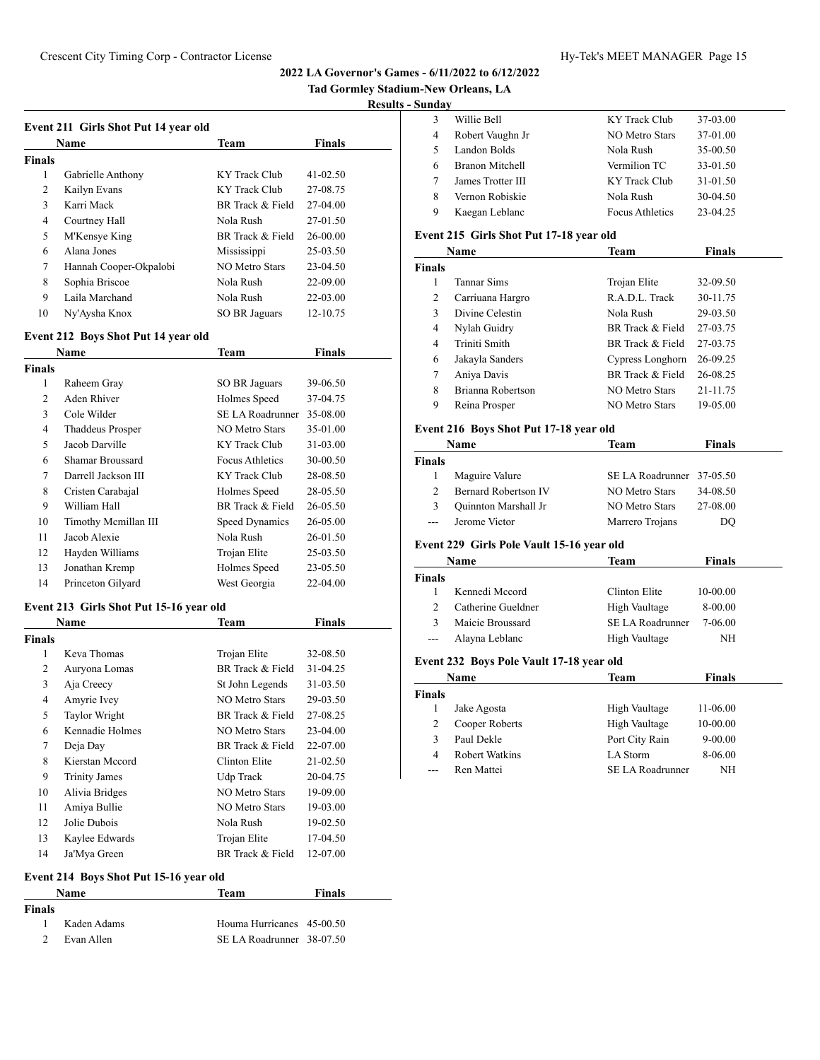**2022 LA Governor's Games - 6/11/2022 to 6/12/2022**

**Tad Gormley Stadium-New Orleans, LA**

**Results - Sunday**

### Event 211 Girls Shot Put 14 year old

| | Name | Team | Finals |
|---|---|---|---|
| **Finals** | | | |
| 1 | Gabrielle Anthony | KY Track Club | 41-02.50 |
| 2 | Kailyn Evans | KY Track Club | 27-08.75 |
| 3 | Karri Mack | BR Track & Field | 27-04.00 |
| 4 | Courtney Hall | Nola Rush | 27-01.50 |
| 5 | M'Kensye King | BR Track & Field | 26-00.00 |
| 6 | Alana Jones | Mississippi | 25-03.50 |
| 7 | Hannah Cooper-Okpalobi | NO Metro Stars | 23-04.50 |
| 8 | Sophia Briscoe | Nola Rush | 22-09.00 |
| 9 | Laila Marchand | Nola Rush | 22-03.00 |
| 10 | Ny'Aysha Knox | SO BR Jaguars | 12-10.75 |

### Event 212 Boys Shot Put 14 year old

| | Name | Team | Finals |
|---|---|---|---|
| **Finals** | | | |
| 1 | Raheem Gray | SO BR Jaguars | 39-06.50 |
| 2 | Aden Rhiver | Holmes Speed | 37-04.75 |
| 3 | Cole Wilder | SE LA Roadrunner | 35-08.00 |
| 4 | Thaddeus Prosper | NO Metro Stars | 35-01.00 |
| 5 | Jacob Darville | KY Track Club | 31-03.00 |
| 6 | Shamar Broussard | Focus Athletics | 30-00.50 |
| 7 | Darrell Jackson III | KY Track Club | 28-08.50 |
| 8 | Cristen Carabajal | Holmes Speed | 28-05.50 |
| 9 | William Hall | BR Track & Field | 26-05.50 |
| 10 | Timothy Mcmillan III | Speed Dynamics | 26-05.00 |
| 11 | Jacob Alexie | Nola Rush | 26-01.50 |
| 12 | Hayden Williams | Trojan Elite | 25-03.50 |
| 13 | Jonathan Kremp | Holmes Speed | 23-05.50 |
| 14 | Princeton Gilyard | West Georgia | 22-04.00 |

### Event 213 Girls Shot Put 15-16 year old

| | Name | Team | Finals |
|---|---|---|---|
| **Finals** | | | |
| 1 | Keva Thomas | Trojan Elite | 32-08.50 |
| 2 | Auryona Lomas | BR Track & Field | 31-04.25 |
| 3 | Aja Creecy | St John Legends | 31-03.50 |
| 4 | Amyrie Ivey | NO Metro Stars | 29-03.50 |
| 5 | Taylor Wright | BR Track & Field | 27-08.25 |
| 6 | Kennadie Holmes | NO Metro Stars | 23-04.00 |
| 7 | Deja Day | BR Track & Field | 22-07.00 |
| 8 | Kierstan Mccord | Clinton Elite | 21-02.50 |
| 9 | Trinity James | Udp Track | 20-04.75 |
| 10 | Alivia Bridges | NO Metro Stars | 19-09.00 |
| 11 | Amiya Bullie | NO Metro Stars | 19-03.00 |
| 12 | Jolie Dubois | Nola Rush | 19-02.50 |
| 13 | Kaylee Edwards | Trojan Elite | 17-04.50 |
| 14 | Ja'Mya Green | BR Track & Field | 12-07.00 |

### Event 214 Boys Shot Put 15-16 year old

| | Name | Team | Finals |
|---|---|---|---|
| **Finals** | | | |
| 1 | Kaden Adams | Houma Hurricanes | 45-00.50 |
| 2 | Evan Allen | SE LA Roadrunner | 38-07.50 |
| 3 | Willie Bell | KY Track Club | 37-03.00 |
| 4 | Robert Vaughn Jr | NO Metro Stars | 37-01.00 |
| 5 | Landon Bolds | Nola Rush | 35-00.50 |
| 6 | Branon Mitchell | Vermilion TC | 33-01.50 |
| 7 | James Trotter III | KY Track Club | 31-01.50 |
| 8 | Vernon Robiskie | Nola Rush | 30-04.50 |
| 9 | Kaegan Leblanc | Focus Athletics | 23-04.25 |

### Event 215 Girls Shot Put 17-18 year old

| | Name | Team | Finals |
|---|---|---|---|
| **Finals** | | | |
| 1 | Tannar Sims | Trojan Elite | 32-09.50 |
| 2 | Carriuana Hargro | R.A.D.L. Track | 30-11.75 |
| 3 | Divine Celestin | Nola Rush | 29-03.50 |
| 4 | Nylah Guidry | BR Track & Field | 27-03.75 |
| 4 | Triniti Smith | BR Track & Field | 27-03.75 |
| 6 | Jakayla Sanders | Cypress Longhorn | 26-09.25 |
| 7 | Aniya Davis | BR Track & Field | 26-08.25 |
| 8 | Brianna Robertson | NO Metro Stars | 21-11.75 |
| 9 | Reina Prosper | NO Metro Stars | 19-05.00 |

### Event 216 Boys Shot Put 17-18 year old

| | Name | Team | Finals |
|---|---|---|---|
| **Finals** | | | |
| 1 | Maguire Valure | SE LA Roadrunner | 37-05.50 |
| 2 | Bernard Robertson IV | NO Metro Stars | 34-08.50 |
| 3 | Quinnton Marshall Jr | NO Metro Stars | 27-08.00 |
| --- | Jerome Victor | Marrero Trojans | DQ |

### Event 229 Girls Pole Vault 15-16 year old

| | Name | Team | Finals |
|---|---|---|---|
| **Finals** | | | |
| 1 | Kennedi Mccord | Clinton Elite | 10-00.00 |
| 2 | Catherine Gueldner | High Vaultage | 8-00.00 |
| 3 | Maicie Broussard | SE LA Roadrunner | 7-06.00 |
| --- | Alayna Leblanc | High Vaultage | NH |

### Event 232 Boys Pole Vault 17-18 year old

| | Name | Team | Finals |
|---|---|---|---|
| **Finals** | | | |
| 1 | Jake Agosta | High Vaultage | 11-06.00 |
| 2 | Cooper Roberts | High Vaultage | 10-00.00 |
| 3 | Paul Dekle | Port City Rain | 9-00.00 |
| 4 | Robert Watkins | LA Storm | 8-06.00 |
| --- | Ren Mattei | SE LA Roadrunner | NH |